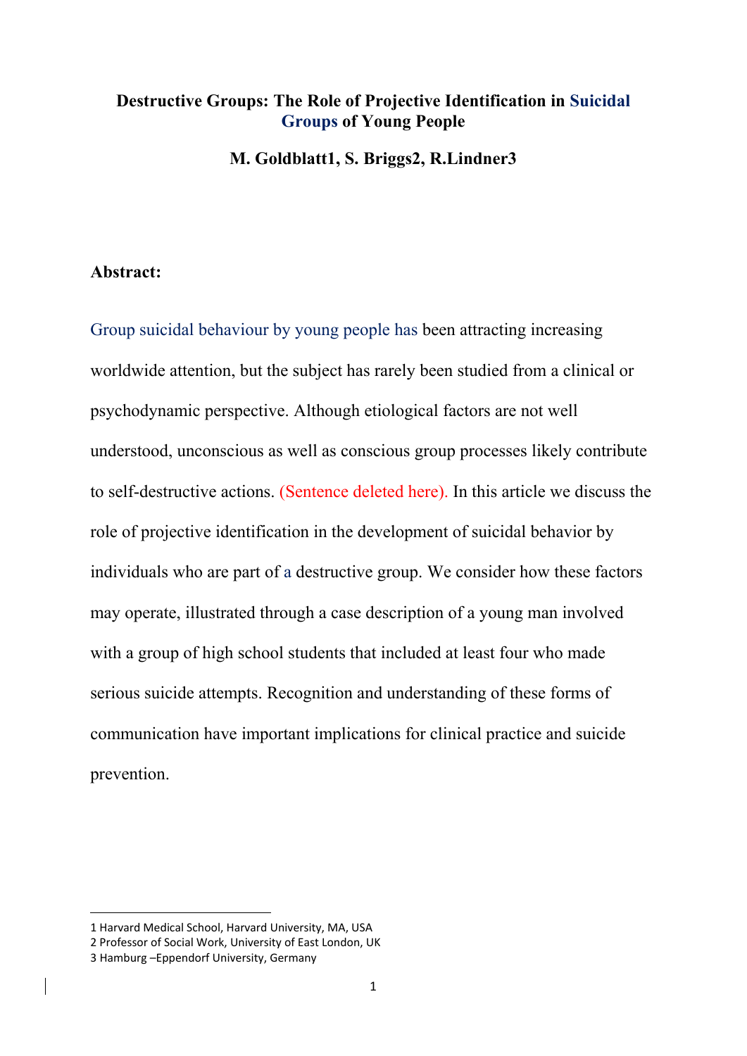**Destructive Groups: The Role of Projective Identification in Suicidal Groups of Young People**

**M. Goldblatt[1], S. Briggs[2], R.Lindner[3]**

**Abstract:**

Group suicidal behaviour by young people has been attracting increasing worldwide attention, but the subject has rarely been studied from a clinical or psychodynamic perspective. Although etiological factors are not well understood, unconscious as well as conscious group processes likely contribute to self-destructive actions. (Sentence deleted here). In this article we discuss the role of projective identification in the development of suicidal behavior by individuals who are part of a destructive group. We consider how these factors may operate, illustrated through a case description of a young man involved with a group of high school students that included at least four who made serious suicide attempts. Recognition and understanding of these forms of communication have important implications for clinical practice and suicide prevention.

---

[1] Harvard Medical School, Harvard University, MA, USA
[2] Professor of Social Work, University of East London, UK
[3] Hamburg –Eppendorf University, Germany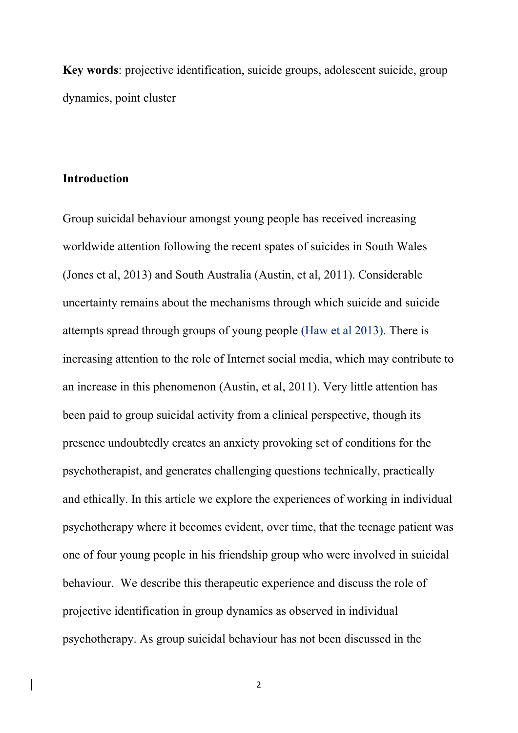**Key words**: projective identification, suicide groups, adolescent suicide, group dynamics, point cluster

## Introduction

Group suicidal behaviour amongst young people has received increasing worldwide attention following the recent spates of suicides in South Wales (Jones et al, 2013) and South Australia (Austin, et al, 2011). Considerable uncertainty remains about the mechanisms through which suicide and suicide attempts spread through groups of young people (Haw et al 2013). There is increasing attention to the role of Internet social media, which may contribute to an increase in this phenomenon (Austin, et al, 2011). Very little attention has been paid to group suicidal activity from a clinical perspective, though its presence undoubtedly creates an anxiety provoking set of conditions for the psychotherapist, and generates challenging questions technically, practically and ethically. In this article we explore the experiences of working in individual psychotherapy where it becomes evident, over time, that the teenage patient was one of four young people in his friendship group who were involved in suicidal behaviour. We describe this therapeutic experience and discuss the role of projective identification in group dynamics as observed in individual psychotherapy. As group suicidal behaviour has not been discussed in the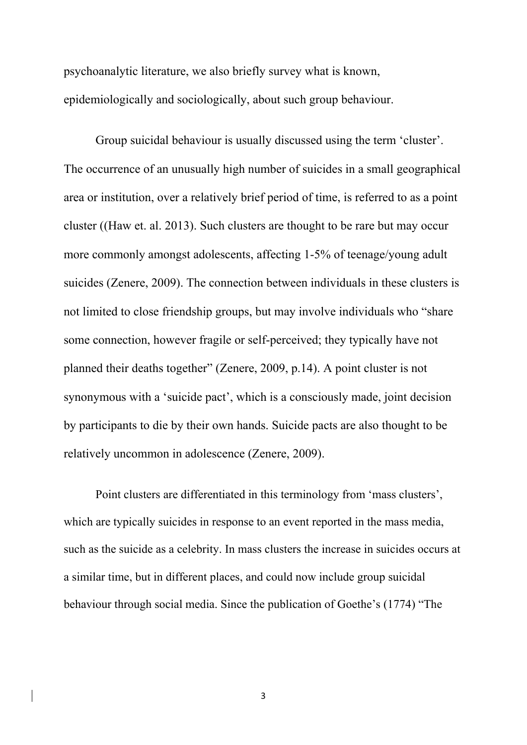psychoanalytic literature, we also briefly survey what is known, epidemiologically and sociologically, about such group behaviour.

Group suicidal behaviour is usually discussed using the term 'cluster'. The occurrence of an unusually high number of suicides in a small geographical area or institution, over a relatively brief period of time, is referred to as a point cluster ((Haw et. al. 2013). Such clusters are thought to be rare but may occur more commonly amongst adolescents, affecting 1-5% of teenage/young adult suicides (Zenere, 2009). The connection between individuals in these clusters is not limited to close friendship groups, but may involve individuals who "share some connection, however fragile or self-perceived; they typically have not planned their deaths together" (Zenere, 2009, p.14). A point cluster is not synonymous with a 'suicide pact', which is a consciously made, joint decision by participants to die by their own hands. Suicide pacts are also thought to be relatively uncommon in adolescence (Zenere, 2009).

Point clusters are differentiated in this terminology from 'mass clusters', which are typically suicides in response to an event reported in the mass media, such as the suicide as a celebrity. In mass clusters the increase in suicides occurs at a similar time, but in different places, and could now include group suicidal behaviour through social media. Since the publication of Goethe's (1774) "The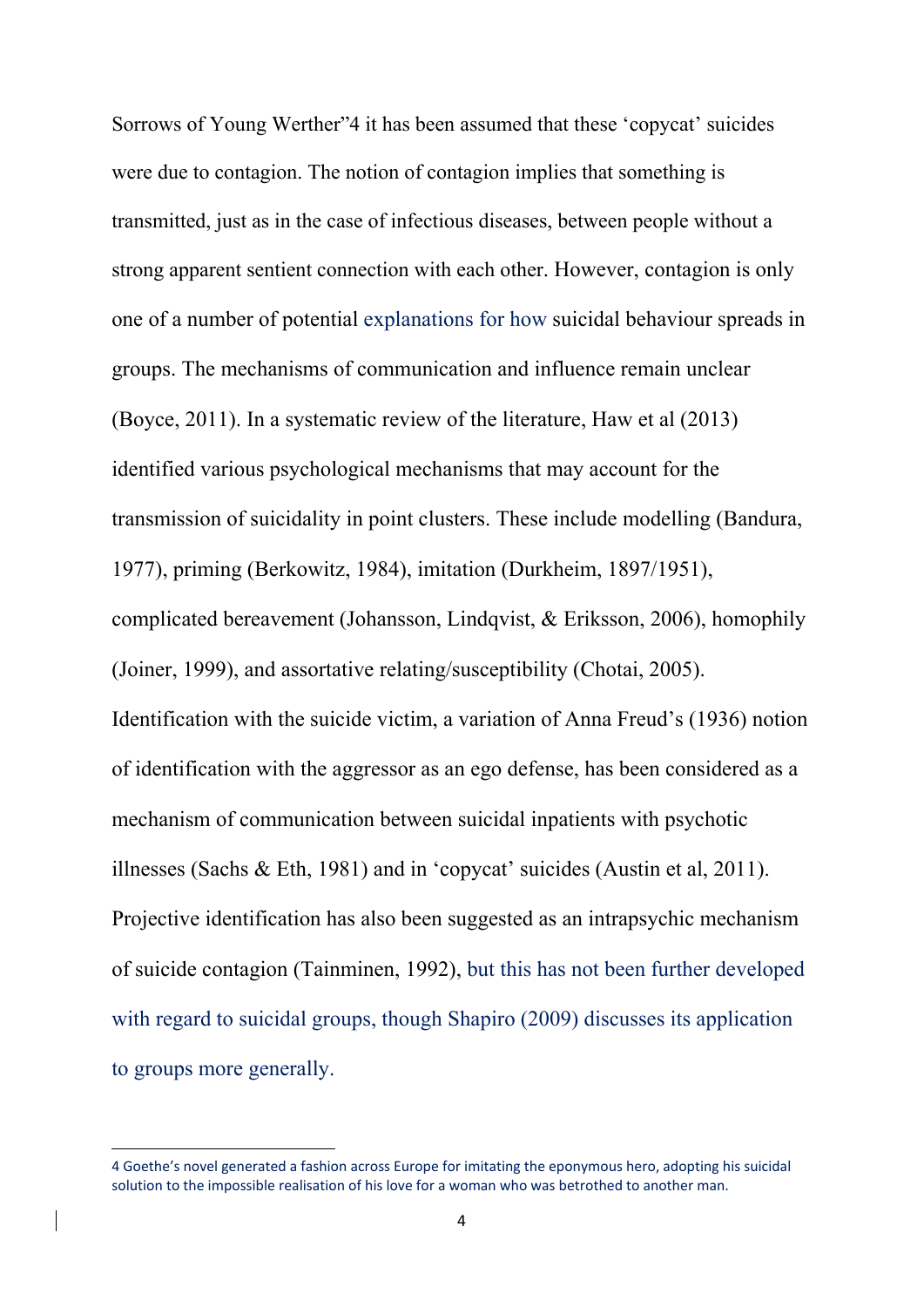Sorrows of Young Werther"[4] it has been assumed that these 'copycat' suicides were due to contagion. The notion of contagion implies that something is transmitted, just as in the case of infectious diseases, between people without a strong apparent sentient connection with each other. However, contagion is only one of a number of potential explanations for how suicidal behaviour spreads in groups. The mechanisms of communication and influence remain unclear (Boyce, 2011). In a systematic review of the literature, Haw et al (2013) identified various psychological mechanisms that may account for the transmission of suicidality in point clusters. These include modelling (Bandura, 1977), priming (Berkowitz, 1984), imitation (Durkheim, 1897/1951), complicated bereavement (Johansson, Lindqvist, & Eriksson, 2006), homophily (Joiner, 1999), and assortative relating/susceptibility (Chotai, 2005). Identification with the suicide victim, a variation of Anna Freud's (1936) notion of identification with the aggressor as an ego defense, has been considered as a mechanism of communication between suicidal inpatients with psychotic illnesses (Sachs & Eth, 1981) and in 'copycat' suicides (Austin et al, 2011). Projective identification has also been suggested as an intrapsychic mechanism of suicide contagion (Tainminen, 1992), but this has not been further developed with regard to suicidal groups, though Shapiro (2009) discusses its application to groups more generally.

---

4 Goethe's novel generated a fashion across Europe for imitating the eponymous hero, adopting his suicidal solution to the impossible realisation of his love for a woman who was betrothed to another man.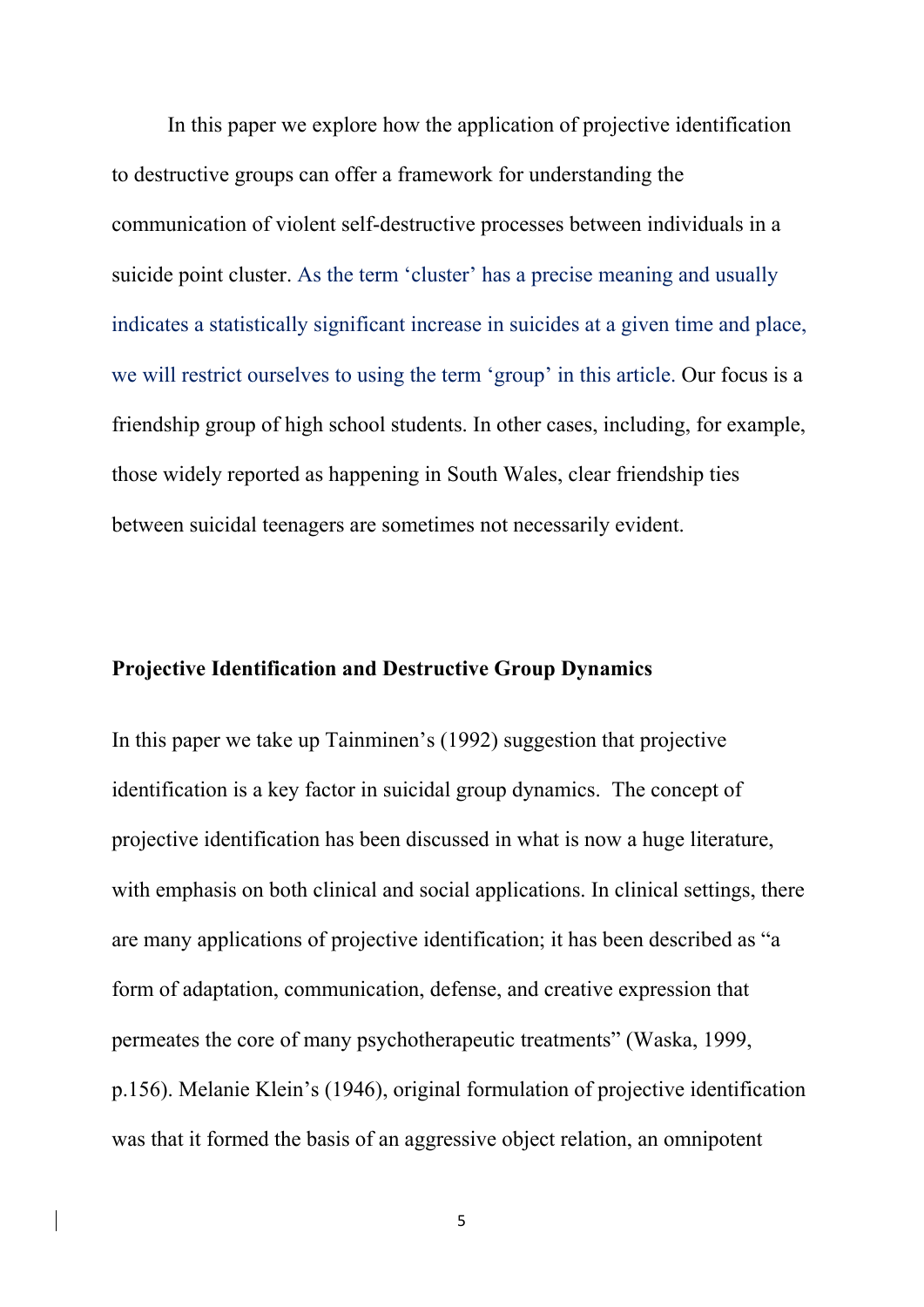In this paper we explore how the application of projective identification to destructive groups can offer a framework for understanding the communication of violent self-destructive processes between individuals in a suicide point cluster. As the term 'cluster' has a precise meaning and usually indicates a statistically significant increase in suicides at a given time and place, we will restrict ourselves to using the term 'group' in this article. Our focus is a friendship group of high school students. In other cases, including, for example, those widely reported as happening in South Wales, clear friendship ties between suicidal teenagers are sometimes not necessarily evident.

**Projective Identification and Destructive Group Dynamics**

In this paper we take up Tainminen's (1992) suggestion that projective identification is a key factor in suicidal group dynamics. The concept of projective identification has been discussed in what is now a huge literature, with emphasis on both clinical and social applications. In clinical settings, there are many applications of projective identification; it has been described as "a form of adaptation, communication, defense, and creative expression that permeates the core of many psychotherapeutic treatments" (Waska, 1999, p.156). Melanie Klein's (1946), original formulation of projective identification was that it formed the basis of an aggressive object relation, an omnipotent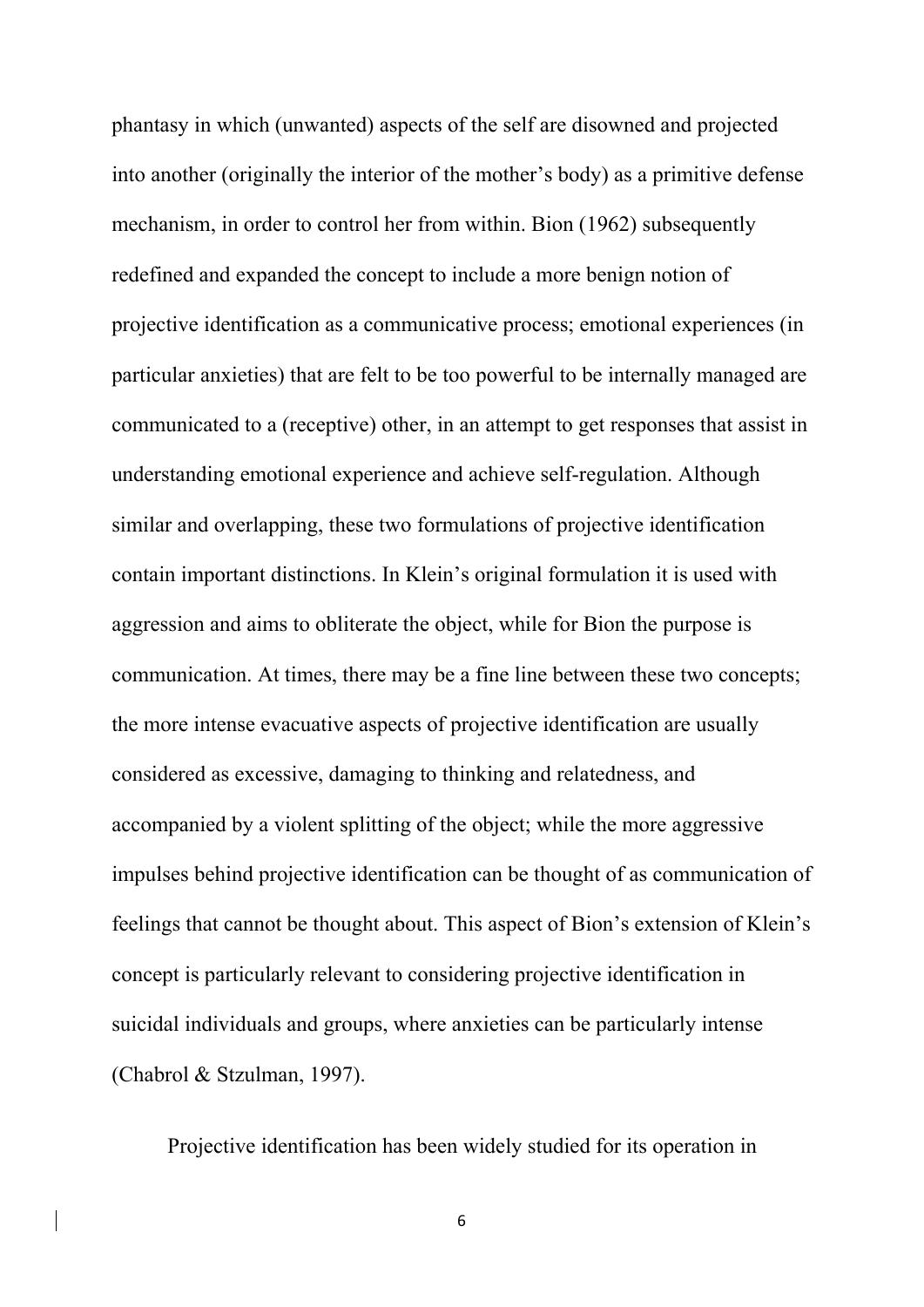phantasy in which (unwanted) aspects of the self are disowned and projected into another (originally the interior of the mother's body) as a primitive defense mechanism, in order to control her from within. Bion (1962) subsequently redefined and expanded the concept to include a more benign notion of projective identification as a communicative process; emotional experiences (in particular anxieties) that are felt to be too powerful to be internally managed are communicated to a (receptive) other, in an attempt to get responses that assist in understanding emotional experience and achieve self-regulation. Although similar and overlapping, these two formulations of projective identification contain important distinctions. In Klein's original formulation it is used with aggression and aims to obliterate the object, while for Bion the purpose is communication. At times, there may be a fine line between these two concepts; the more intense evacuative aspects of projective identification are usually considered as excessive, damaging to thinking and relatedness, and accompanied by a violent splitting of the object; while the more aggressive impulses behind projective identification can be thought of as communication of feelings that cannot be thought about. This aspect of Bion's extension of Klein's concept is particularly relevant to considering projective identification in suicidal individuals and groups, where anxieties can be particularly intense (Chabrol & Stzulman, 1997).

Projective identification has been widely studied for its operation in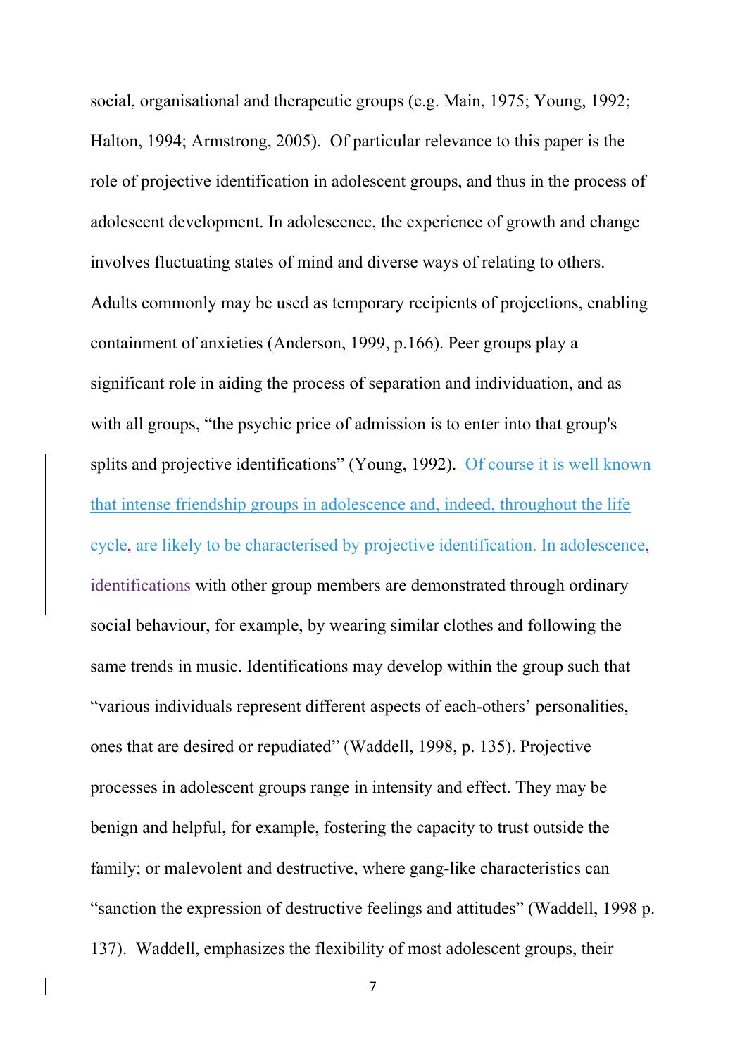social, organisational and therapeutic groups (e.g. Main, 1975; Young, 1992; Halton, 1994; Armstrong, 2005). Of particular relevance to this paper is the role of projective identification in adolescent groups, and thus in the process of adolescent development. In adolescence, the experience of growth and change involves fluctuating states of mind and diverse ways of relating to others. Adults commonly may be used as temporary recipients of projections, enabling containment of anxieties (Anderson, 1999, p.166). Peer groups play a significant role in aiding the process of separation and individuation, and as with all groups, "the psychic price of admission is to enter into that group's splits and projective identifications" (Young, 1992). Of course it is well known that intense friendship groups in adolescence and, indeed, throughout the life cycle, are likely to be characterised by projective identification. In adolescence, identifications with other group members are demonstrated through ordinary social behaviour, for example, by wearing similar clothes and following the same trends in music. Identifications may develop within the group such that "various individuals represent different aspects of each-others' personalities, ones that are desired or repudiated" (Waddell, 1998, p. 135). Projective processes in adolescent groups range in intensity and effect. They may be benign and helpful, for example, fostering the capacity to trust outside the family; or malevolent and destructive, where gang-like characteristics can "sanction the expression of destructive feelings and attitudes" (Waddell, 1998 p. 137). Waddell, emphasizes the flexibility of most adolescent groups, their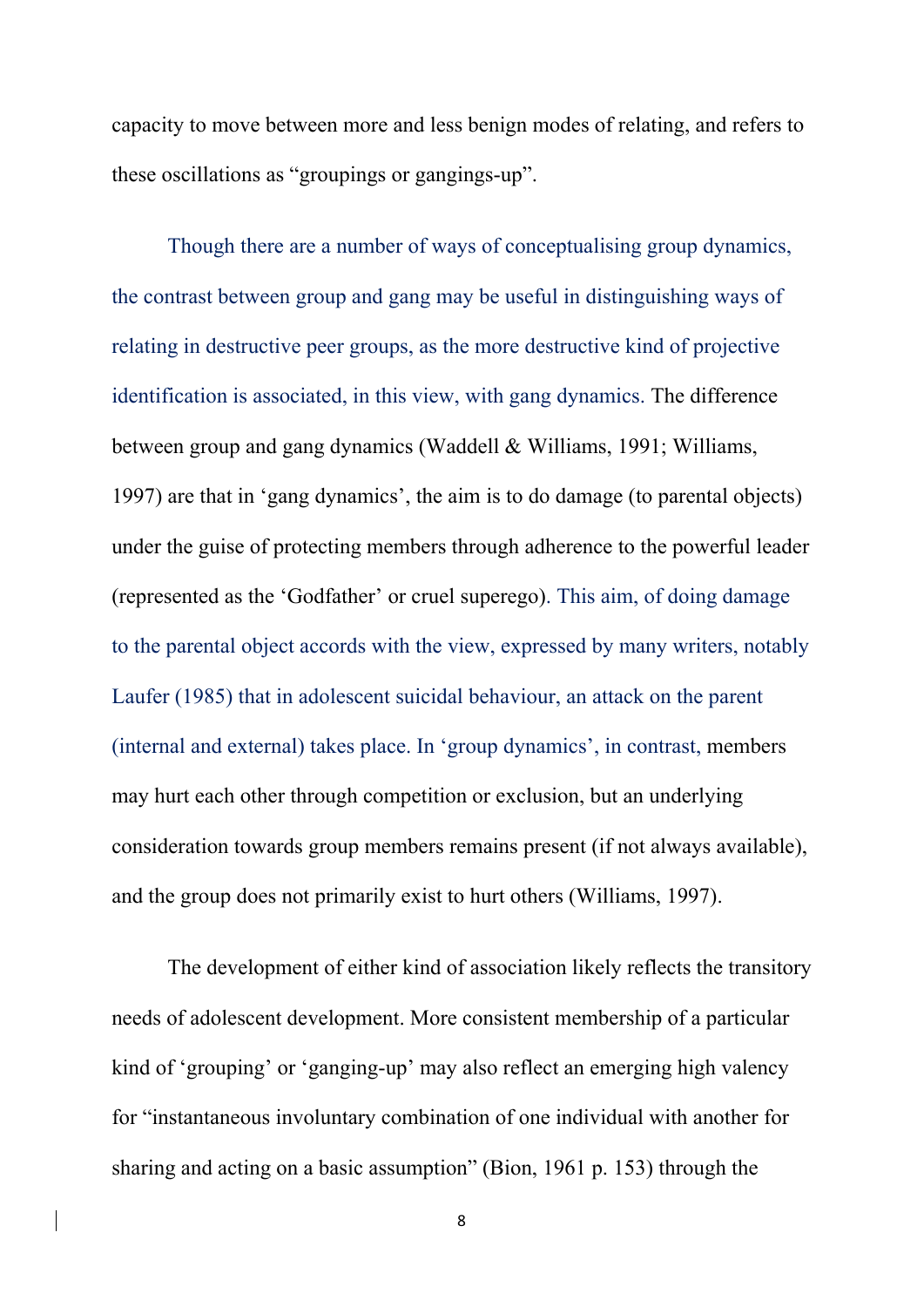capacity to move between more and less benign modes of relating, and refers to these oscillations as “groupings or gangings-up”.

Though there are a number of ways of conceptualising group dynamics, the contrast between group and gang may be useful in distinguishing ways of relating in destructive peer groups, as the more destructive kind of projective identification is associated, in this view, with gang dynamics. The difference between group and gang dynamics (Waddell & Williams, 1991; Williams, 1997) are that in ‘gang dynamics’, the aim is to do damage (to parental objects) under the guise of protecting members through adherence to the powerful leader (represented as the ‘Godfather’ or cruel superego). This aim, of doing damage to the parental object accords with the view, expressed by many writers, notably Laufer (1985) that in adolescent suicidal behaviour, an attack on the parent (internal and external) takes place. In ‘group dynamics’, in contrast, members may hurt each other through competition or exclusion, but an underlying consideration towards group members remains present (if not always available), and the group does not primarily exist to hurt others (Williams, 1997).

The development of either kind of association likely reflects the transitory needs of adolescent development. More consistent membership of a particular kind of ‘grouping’ or ‘ganging-up’ may also reflect an emerging high valency for “instantaneous involuntary combination of one individual with another for sharing and acting on a basic assumption” (Bion, 1961 p. 153) through the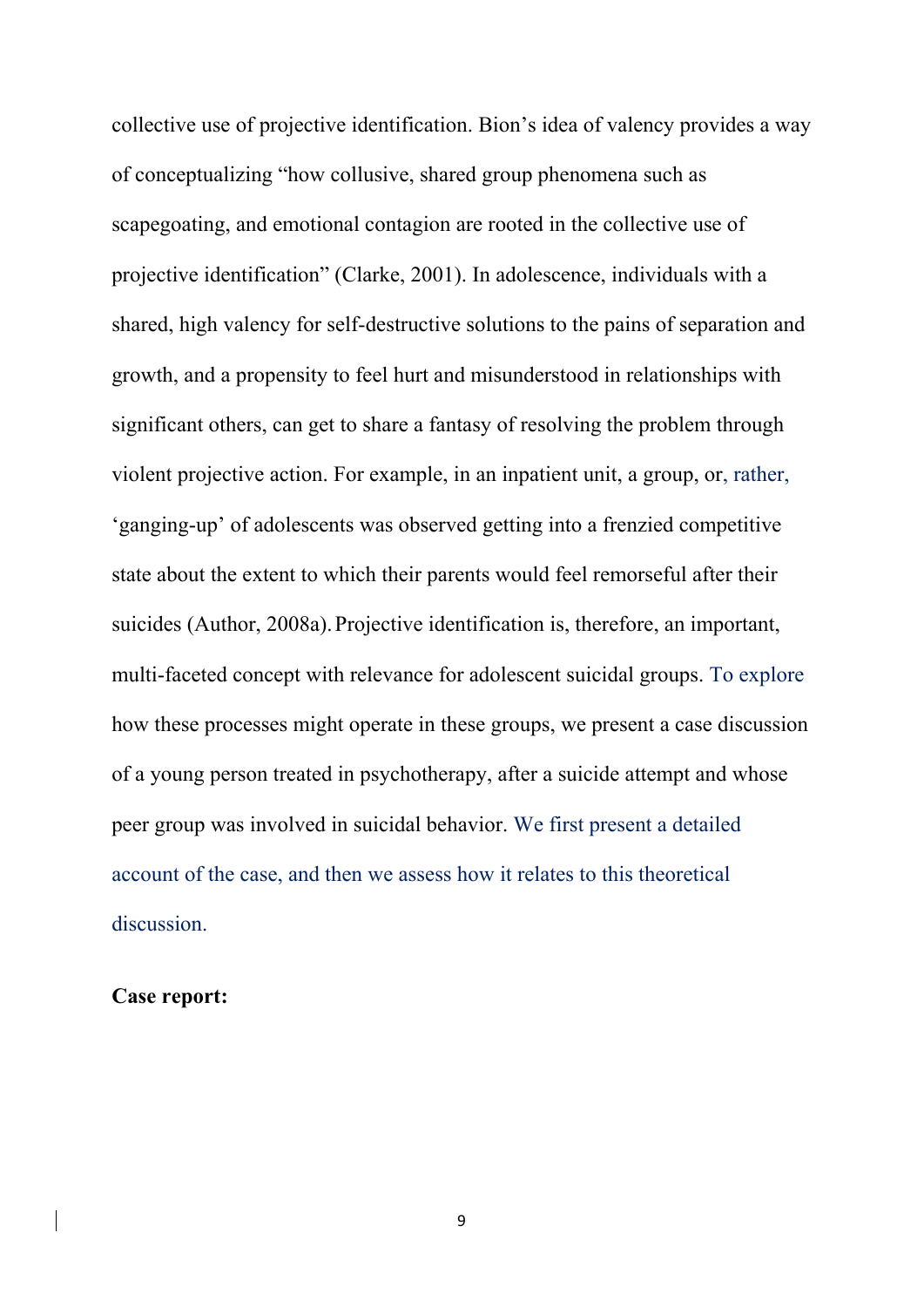collective use of projective identification. Bion's idea of valency provides a way of conceptualizing "how collusive, shared group phenomena such as scapegoating, and emotional contagion are rooted in the collective use of projective identification" (Clarke, 2001). In adolescence, individuals with a shared, high valency for self-destructive solutions to the pains of separation and growth, and a propensity to feel hurt and misunderstood in relationships with significant others, can get to share a fantasy of resolving the problem through violent projective action. For example, in an inpatient unit, a group, or, rather, 'ganging-up' of adolescents was observed getting into a frenzied competitive state about the extent to which their parents would feel remorseful after their suicides (Author, 2008a). Projective identification is, therefore, an important, multi-faceted concept with relevance for adolescent suicidal groups. To explore how these processes might operate in these groups, we present a case discussion of a young person treated in psychotherapy, after a suicide attempt and whose peer group was involved in suicidal behavior. We first present a detailed account of the case, and then we assess how it relates to this theoretical discussion.

**Case report:**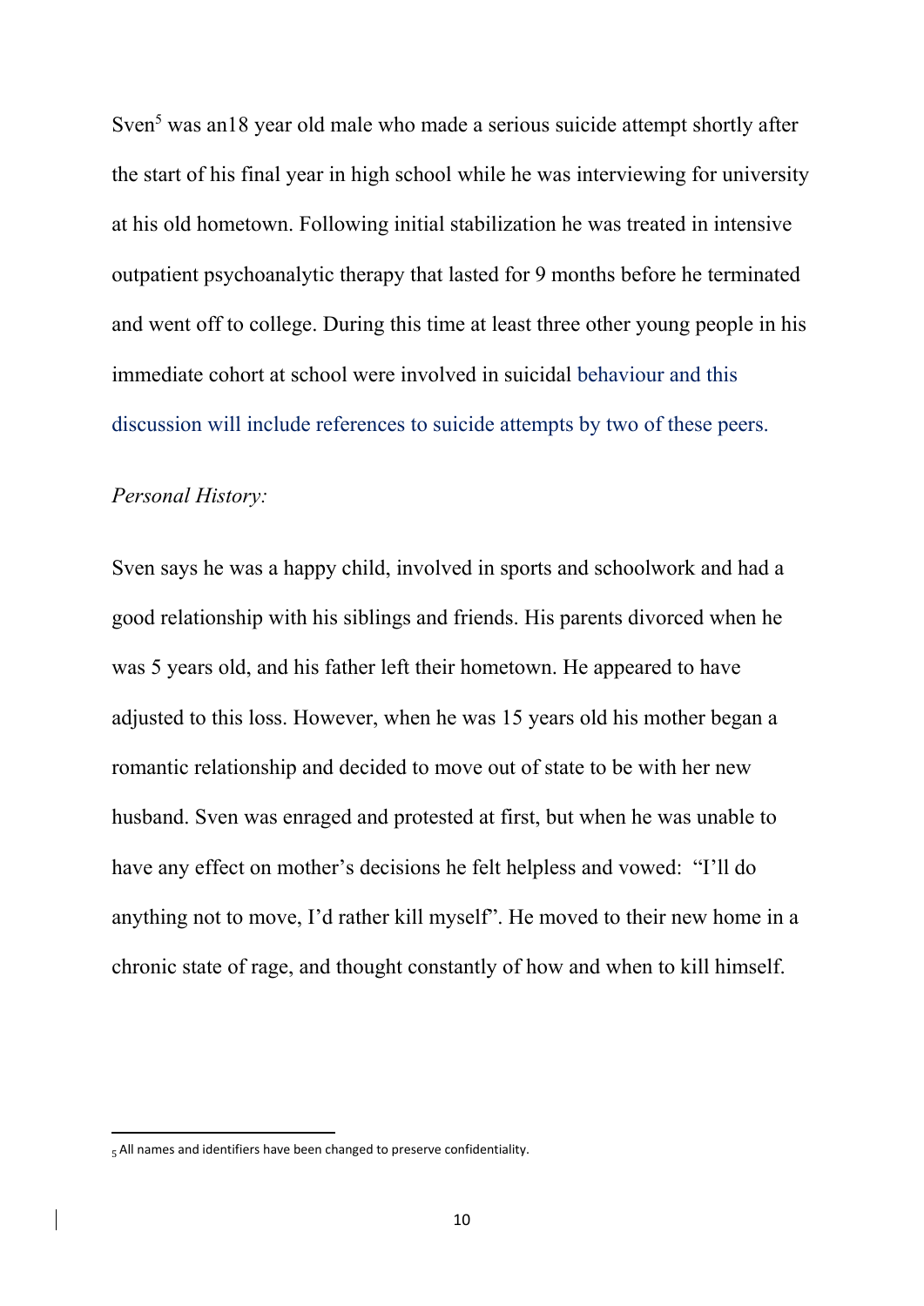Sven[5] was an18 year old male who made a serious suicide attempt shortly after the start of his final year in high school while he was interviewing for university at his old hometown. Following initial stabilization he was treated in intensive outpatient psychoanalytic therapy that lasted for 9 months before he terminated and went off to college. During this time at least three other young people in his immediate cohort at school were involved in suicidal behaviour and this discussion will include references to suicide attempts by two of these peers.

*Personal History:*

Sven says he was a happy child, involved in sports and schoolwork and had a good relationship with his siblings and friends. His parents divorced when he was 5 years old, and his father left their hometown. He appeared to have adjusted to this loss. However, when he was 15 years old his mother began a romantic relationship and decided to move out of state to be with her new husband. Sven was enraged and protested at first, but when he was unable to have any effect on mother's decisions he felt helpless and vowed: "I'll do anything not to move, I'd rather kill myself". He moved to their new home in a chronic state of rage, and thought constantly of how and when to kill himself.

[5] All names and identifiers have been changed to preserve confidentiality.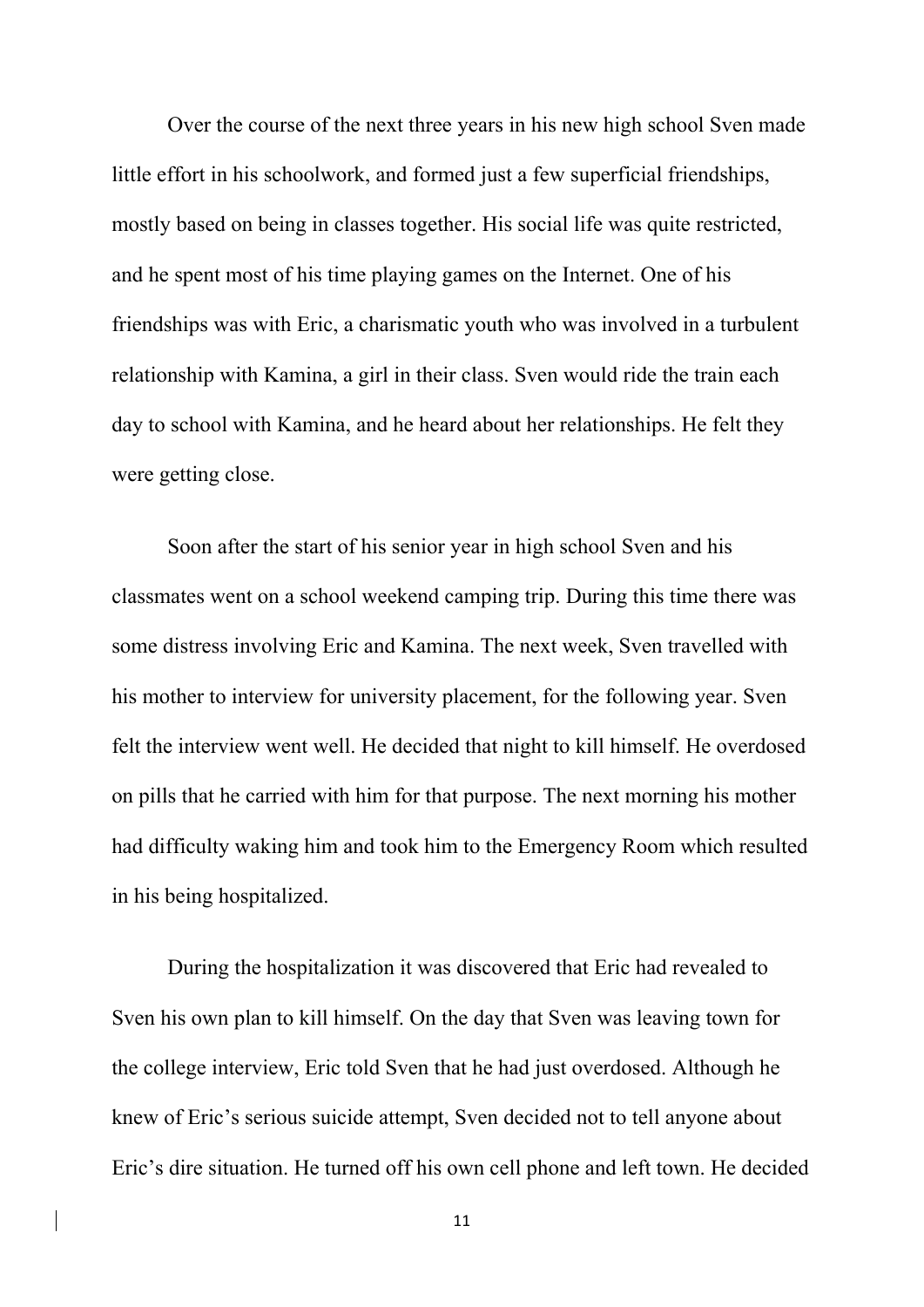Over the course of the next three years in his new high school Sven made little effort in his schoolwork, and formed just a few superficial friendships, mostly based on being in classes together. His social life was quite restricted, and he spent most of his time playing games on the Internet. One of his friendships was with Eric, a charismatic youth who was involved in a turbulent relationship with Kamina, a girl in their class. Sven would ride the train each day to school with Kamina, and he heard about her relationships. He felt they were getting close.

Soon after the start of his senior year in high school Sven and his classmates went on a school weekend camping trip. During this time there was some distress involving Eric and Kamina. The next week, Sven travelled with his mother to interview for university placement, for the following year. Sven felt the interview went well. He decided that night to kill himself. He overdosed on pills that he carried with him for that purpose. The next morning his mother had difficulty waking him and took him to the Emergency Room which resulted in his being hospitalized.

During the hospitalization it was discovered that Eric had revealed to Sven his own plan to kill himself. On the day that Sven was leaving town for the college interview, Eric told Sven that he had just overdosed. Although he knew of Eric's serious suicide attempt, Sven decided not to tell anyone about Eric's dire situation. He turned off his own cell phone and left town. He decided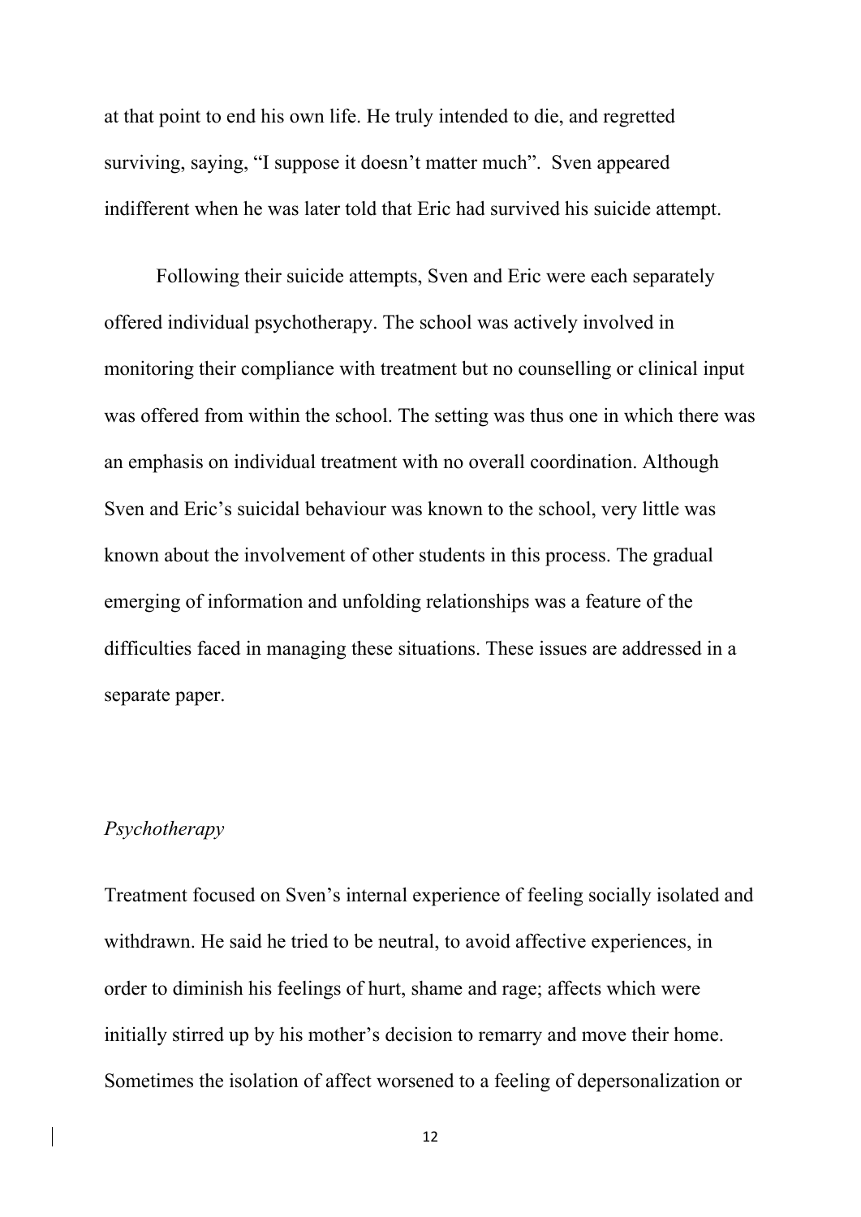at that point to end his own life. He truly intended to die, and regretted surviving, saying, “I suppose it doesn’t matter much”.  Sven appeared indifferent when he was later told that Eric had survived his suicide attempt.

Following their suicide attempts, Sven and Eric were each separately offered individual psychotherapy. The school was actively involved in monitoring their compliance with treatment but no counselling or clinical input was offered from within the school. The setting was thus one in which there was an emphasis on individual treatment with no overall coordination. Although Sven and Eric’s suicidal behaviour was known to the school, very little was known about the involvement of other students in this process. The gradual emerging of information and unfolding relationships was a feature of the difficulties faced in managing these situations. These issues are addressed in a separate paper.

*Psychotherapy*

Treatment focused on Sven’s internal experience of feeling socially isolated and withdrawn. He said he tried to be neutral, to avoid affective experiences, in order to diminish his feelings of hurt, shame and rage; affects which were initially stirred up by his mother’s decision to remarry and move their home. Sometimes the isolation of affect worsened to a feeling of depersonalization or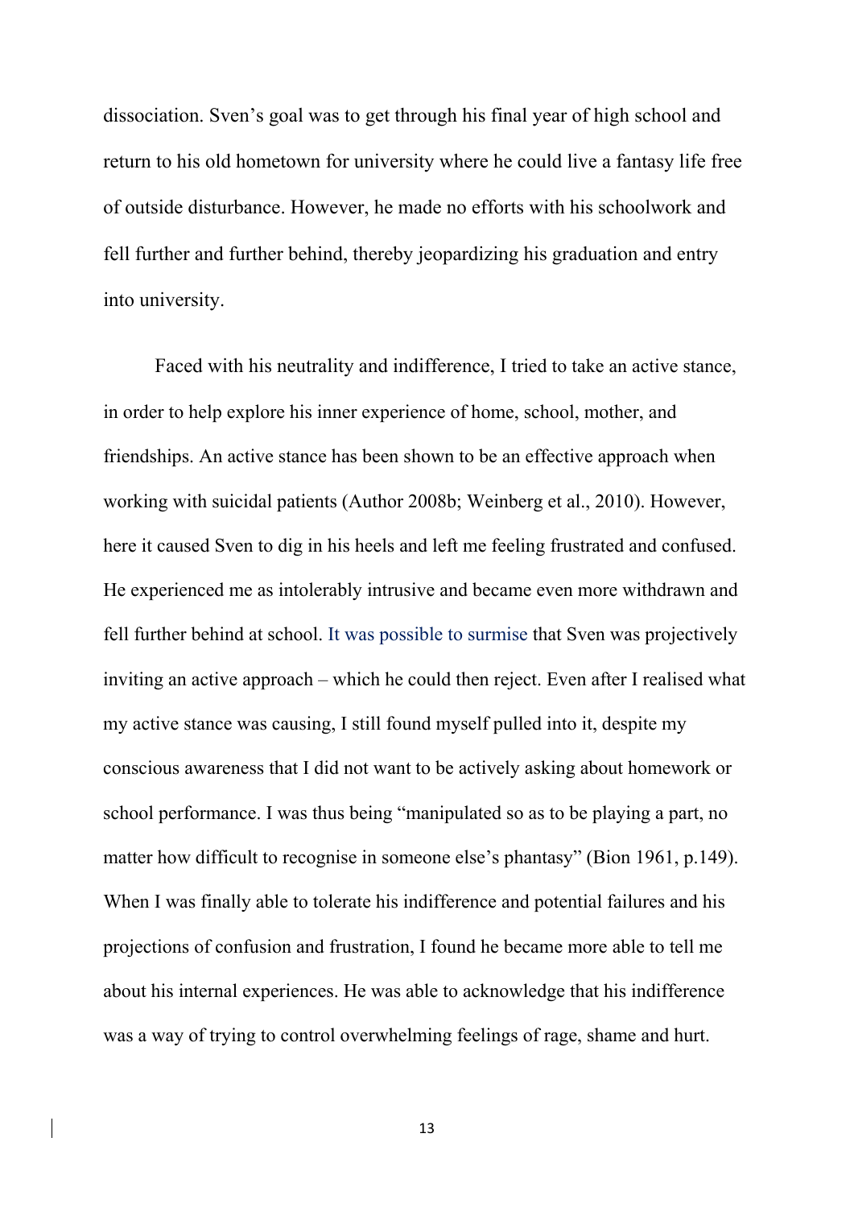dissociation. Sven’s goal was to get through his final year of high school and return to his old hometown for university where he could live a fantasy life free of outside disturbance. However, he made no efforts with his schoolwork and fell further and further behind, thereby jeopardizing his graduation and entry into university.

Faced with his neutrality and indifference, I tried to take an active stance, in order to help explore his inner experience of home, school, mother, and friendships. An active stance has been shown to be an effective approach when working with suicidal patients (Author 2008b; Weinberg et al., 2010). However, here it caused Sven to dig in his heels and left me feeling frustrated and confused. He experienced me as intolerably intrusive and became even more withdrawn and fell further behind at school. It was possible to surmise that Sven was projectively inviting an active approach – which he could then reject. Even after I realised what my active stance was causing, I still found myself pulled into it, despite my conscious awareness that I did not want to be actively asking about homework or school performance. I was thus being “manipulated so as to be playing a part, no matter how difficult to recognise in someone else’s phantasy” (Bion 1961, p.149). When I was finally able to tolerate his indifference and potential failures and his projections of confusion and frustration, I found he became more able to tell me about his internal experiences. He was able to acknowledge that his indifference was a way of trying to control overwhelming feelings of rage, shame and hurt.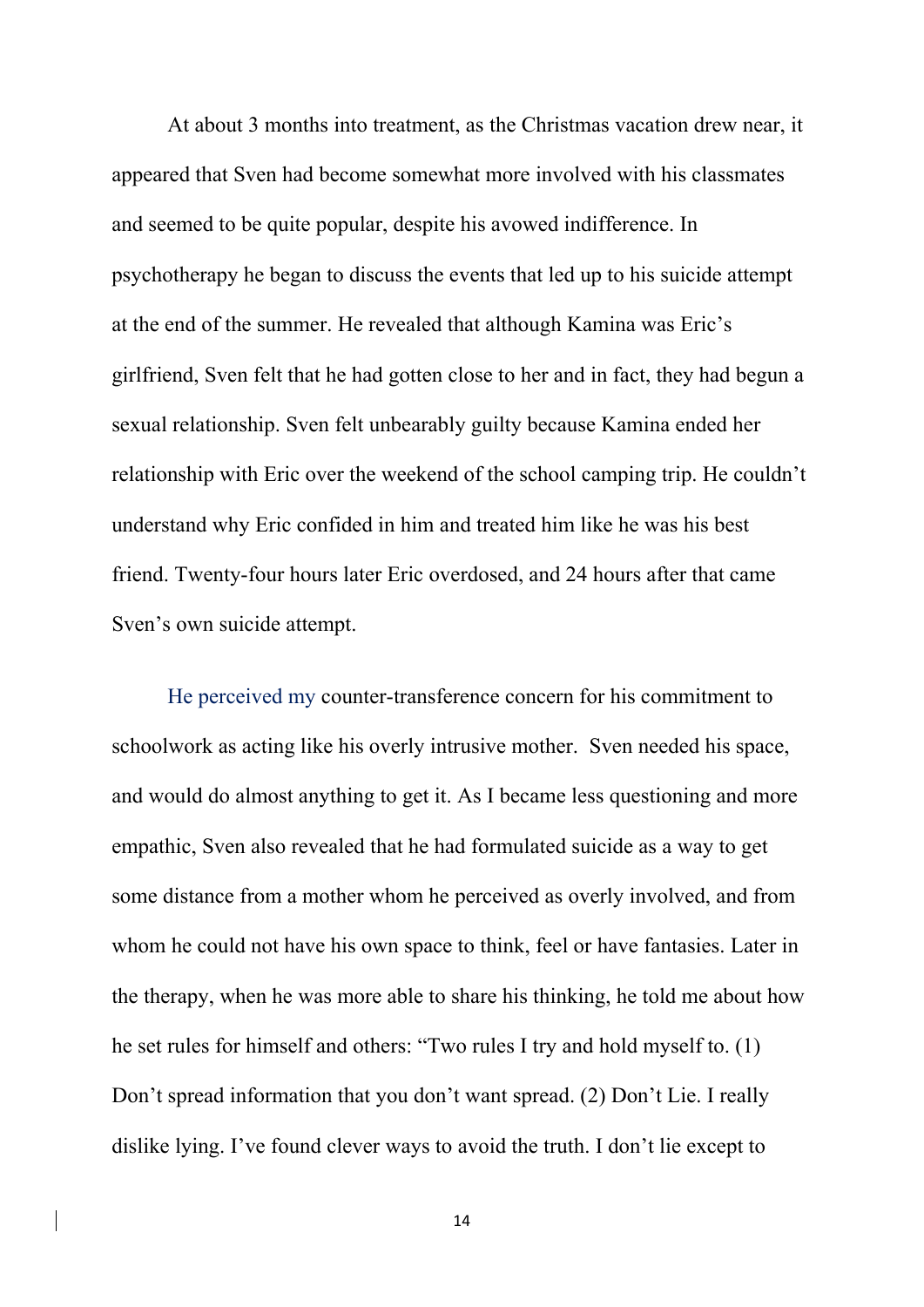At about 3 months into treatment, as the Christmas vacation drew near, it appeared that Sven had become somewhat more involved with his classmates and seemed to be quite popular, despite his avowed indifference. In psychotherapy he began to discuss the events that led up to his suicide attempt at the end of the summer. He revealed that although Kamina was Eric's girlfriend, Sven felt that he had gotten close to her and in fact, they had begun a sexual relationship. Sven felt unbearably guilty because Kamina ended her relationship with Eric over the weekend of the school camping trip. He couldn't understand why Eric confided in him and treated him like he was his best friend. Twenty-four hours later Eric overdosed, and 24 hours after that came Sven's own suicide attempt.

He perceived my counter-transference concern for his commitment to schoolwork as acting like his overly intrusive mother. Sven needed his space, and would do almost anything to get it. As I became less questioning and more empathic, Sven also revealed that he had formulated suicide as a way to get some distance from a mother whom he perceived as overly involved, and from whom he could not have his own space to think, feel or have fantasies. Later in the therapy, when he was more able to share his thinking, he told me about how he set rules for himself and others: "Two rules I try and hold myself to. (1) Don't spread information that you don't want spread. (2) Don't Lie. I really dislike lying. I've found clever ways to avoid the truth. I don't lie except to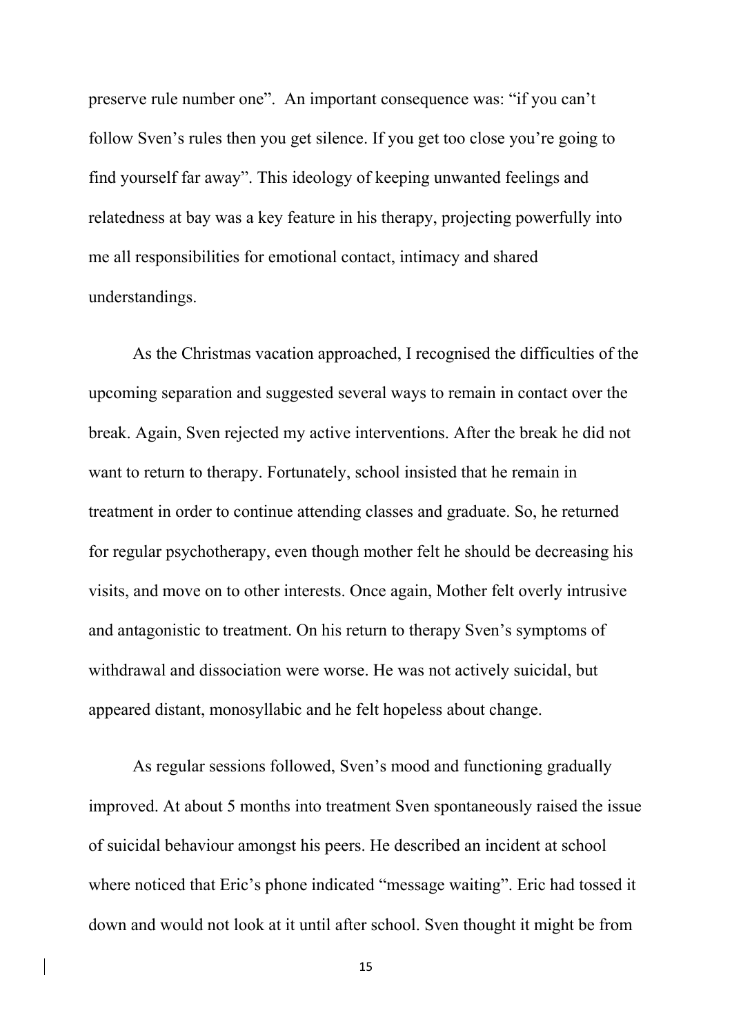preserve rule number one". An important consequence was: "if you can't follow Sven's rules then you get silence. If you get too close you're going to find yourself far away". This ideology of keeping unwanted feelings and relatedness at bay was a key feature in his therapy, projecting powerfully into me all responsibilities for emotional contact, intimacy and shared understandings.

As the Christmas vacation approached, I recognised the difficulties of the upcoming separation and suggested several ways to remain in contact over the break. Again, Sven rejected my active interventions. After the break he did not want to return to therapy. Fortunately, school insisted that he remain in treatment in order to continue attending classes and graduate. So, he returned for regular psychotherapy, even though mother felt he should be decreasing his visits, and move on to other interests. Once again, Mother felt overly intrusive and antagonistic to treatment. On his return to therapy Sven's symptoms of withdrawal and dissociation were worse. He was not actively suicidal, but appeared distant, monosyllabic and he felt hopeless about change.

As regular sessions followed, Sven's mood and functioning gradually improved. At about 5 months into treatment Sven spontaneously raised the issue of suicidal behaviour amongst his peers. He described an incident at school where noticed that Eric's phone indicated "message waiting". Eric had tossed it down and would not look at it until after school. Sven thought it might be from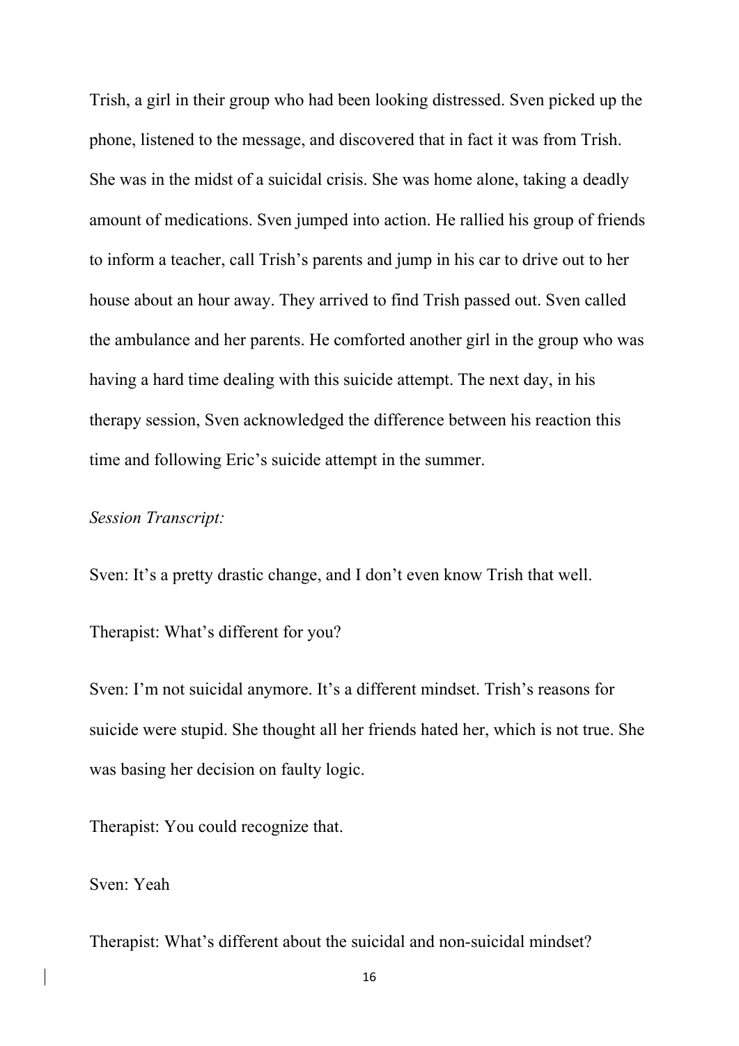Trish, a girl in their group who had been looking distressed. Sven picked up the phone, listened to the message, and discovered that in fact it was from Trish. She was in the midst of a suicidal crisis. She was home alone, taking a deadly amount of medications. Sven jumped into action. He rallied his group of friends to inform a teacher, call Trish's parents and jump in his car to drive out to her house about an hour away. They arrived to find Trish passed out. Sven called the ambulance and her parents. He comforted another girl in the group who was having a hard time dealing with this suicide attempt. The next day, in his therapy session, Sven acknowledged the difference between his reaction this time and following Eric's suicide attempt in the summer.

*Session Transcript:*

Sven: It's a pretty drastic change, and I don't even know Trish that well.

Therapist: What's different for you?

Sven: I'm not suicidal anymore. It's a different mindset. Trish's reasons for suicide were stupid. She thought all her friends hated her, which is not true. She was basing her decision on faulty logic.

Therapist: You could recognize that.

Sven: Yeah

Therapist: What's different about the suicidal and non-suicidal mindset?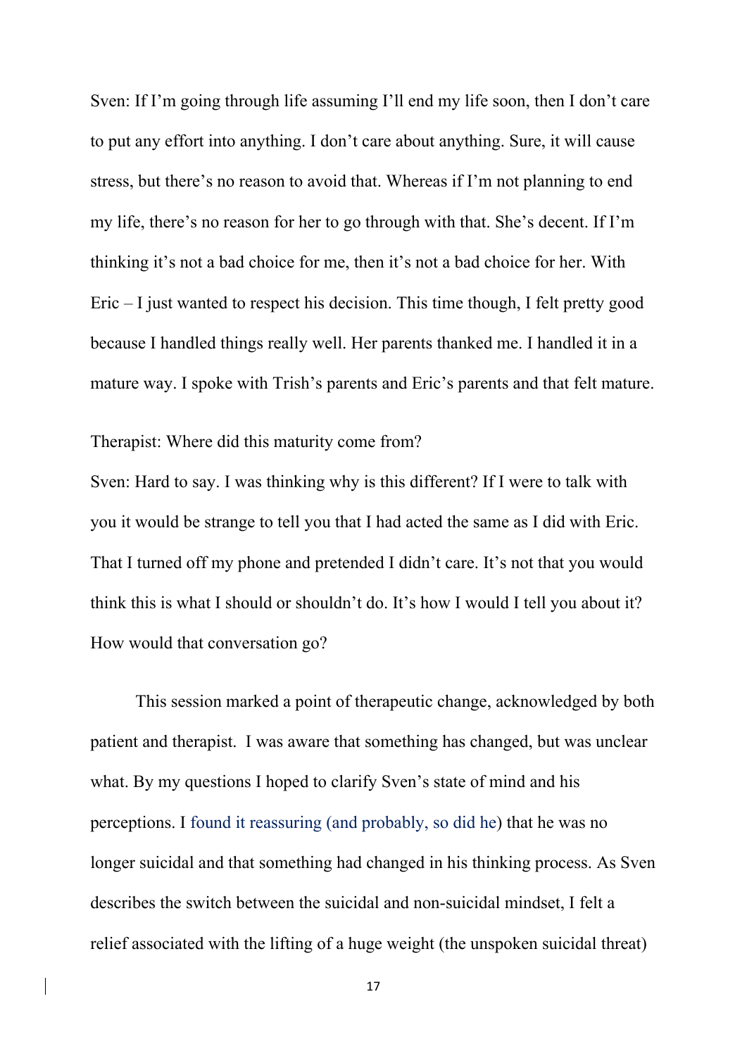Sven: If I'm going through life assuming I'll end my life soon, then I don't care to put any effort into anything. I don't care about anything. Sure, it will cause stress, but there's no reason to avoid that. Whereas if I'm not planning to end my life, there's no reason for her to go through with that. She's decent. If I'm thinking it's not a bad choice for me, then it's not a bad choice for her. With Eric – I just wanted to respect his decision. This time though, I felt pretty good because I handled things really well. Her parents thanked me. I handled it in a mature way. I spoke with Trish's parents and Eric's parents and that felt mature.

Therapist: Where did this maturity come from?

Sven: Hard to say. I was thinking why is this different? If I were to talk with you it would be strange to tell you that I had acted the same as I did with Eric. That I turned off my phone and pretended I didn't care. It's not that you would think this is what I should or shouldn't do. It's how I would I tell you about it? How would that conversation go?

This session marked a point of therapeutic change, acknowledged by both patient and therapist. I was aware that something has changed, but was unclear what. By my questions I hoped to clarify Sven's state of mind and his perceptions. I found it reassuring (and probably, so did he) that he was no longer suicidal and that something had changed in his thinking process. As Sven describes the switch between the suicidal and non-suicidal mindset, I felt a relief associated with the lifting of a huge weight (the unspoken suicidal threat)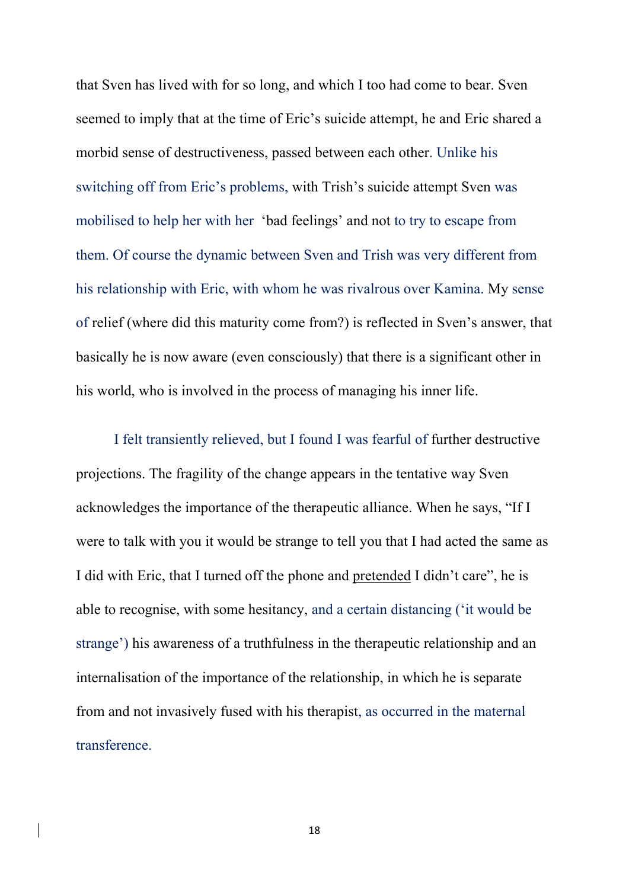that Sven has lived with for so long, and which I too had come to bear. Sven seemed to imply that at the time of Eric's suicide attempt, he and Eric shared a morbid sense of destructiveness, passed between each other. Unlike his switching off from Eric's problems, with Trish's suicide attempt Sven was mobilised to help her with her 'bad feelings' and not to try to escape from them. Of course the dynamic between Sven and Trish was very different from his relationship with Eric, with whom he was rivalrous over Kamina. My sense of relief (where did this maturity come from?) is reflected in Sven's answer, that basically he is now aware (even consciously) that there is a significant other in his world, who is involved in the process of managing his inner life.

I felt transiently relieved, but I found I was fearful of further destructive projections. The fragility of the change appears in the tentative way Sven acknowledges the importance of the therapeutic alliance. When he says, "If I were to talk with you it would be strange to tell you that I had acted the same as I did with Eric, that I turned off the phone and <u>pretended</u> I didn't care", he is able to recognise, with some hesitancy, and a certain distancing ('it would be strange') his awareness of a truthfulness in the therapeutic relationship and an internalisation of the importance of the relationship, in which he is separate from and not invasively fused with his therapist, as occurred in the maternal transference.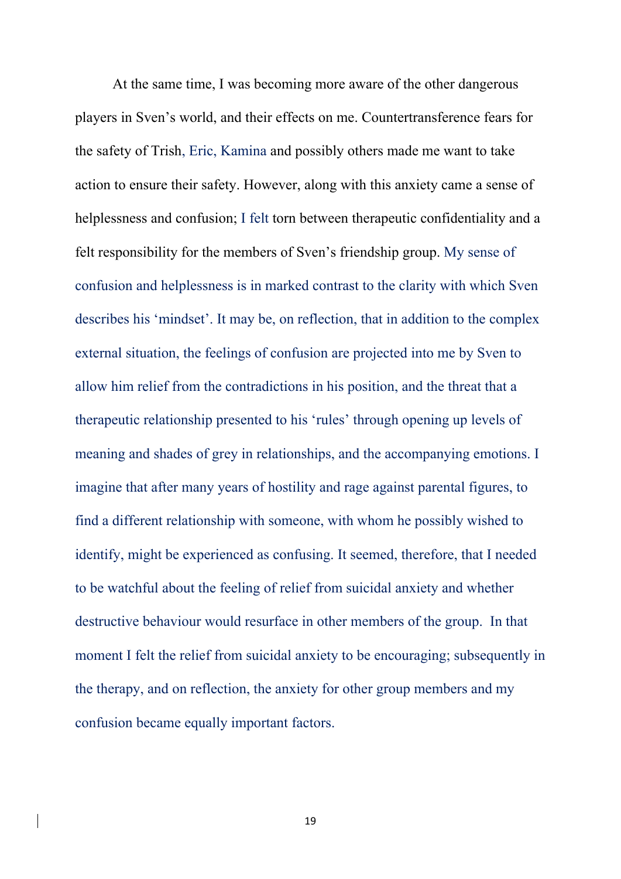At the same time, I was becoming more aware of the other dangerous players in Sven's world, and their effects on me. Countertransference fears for the safety of Trish, Eric, Kamina and possibly others made me want to take action to ensure their safety. However, along with this anxiety came a sense of helplessness and confusion; I felt torn between therapeutic confidentiality and a felt responsibility for the members of Sven's friendship group. My sense of confusion and helplessness is in marked contrast to the clarity with which Sven describes his 'mindset'. It may be, on reflection, that in addition to the complex external situation, the feelings of confusion are projected into me by Sven to allow him relief from the contradictions in his position, and the threat that a therapeutic relationship presented to his 'rules' through opening up levels of meaning and shades of grey in relationships, and the accompanying emotions. I imagine that after many years of hostility and rage against parental figures, to find a different relationship with someone, with whom he possibly wished to identify, might be experienced as confusing. It seemed, therefore, that I needed to be watchful about the feeling of relief from suicidal anxiety and whether destructive behaviour would resurface in other members of the group. In that moment I felt the relief from suicidal anxiety to be encouraging; subsequently in the therapy, and on reflection, the anxiety for other group members and my confusion became equally important factors.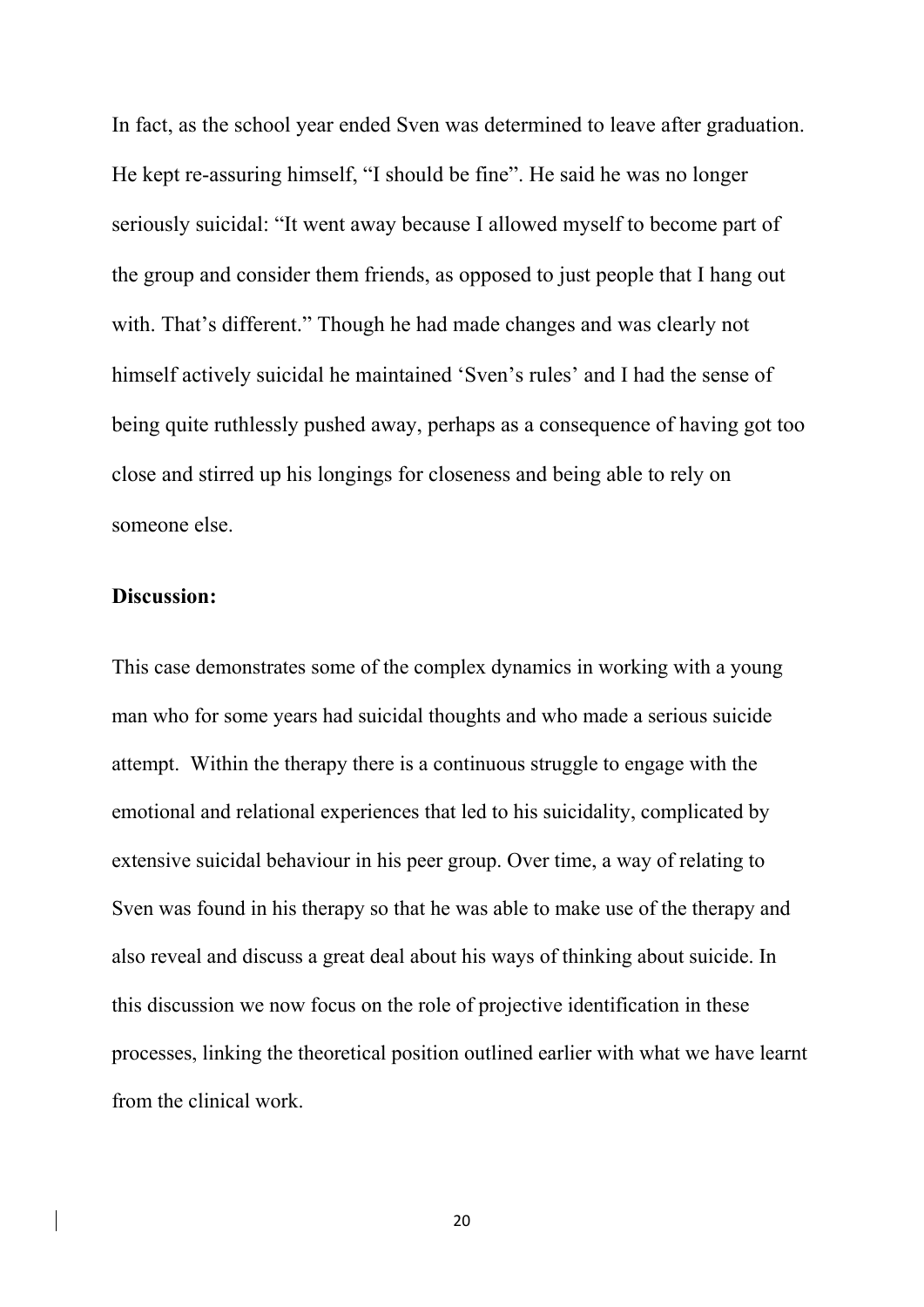In fact, as the school year ended Sven was determined to leave after graduation. He kept re-assuring himself, "I should be fine". He said he was no longer seriously suicidal: "It went away because I allowed myself to become part of the group and consider them friends, as opposed to just people that I hang out with. That's different." Though he had made changes and was clearly not himself actively suicidal he maintained 'Sven's rules' and I had the sense of being quite ruthlessly pushed away, perhaps as a consequence of having got too close and stirred up his longings for closeness and being able to rely on someone else.

**Discussion:**

This case demonstrates some of the complex dynamics in working with a young man who for some years had suicidal thoughts and who made a serious suicide attempt. Within the therapy there is a continuous struggle to engage with the emotional and relational experiences that led to his suicidality, complicated by extensive suicidal behaviour in his peer group. Over time, a way of relating to Sven was found in his therapy so that he was able to make use of the therapy and also reveal and discuss a great deal about his ways of thinking about suicide. In this discussion we now focus on the role of projective identification in these processes, linking the theoretical position outlined earlier with what we have learnt from the clinical work.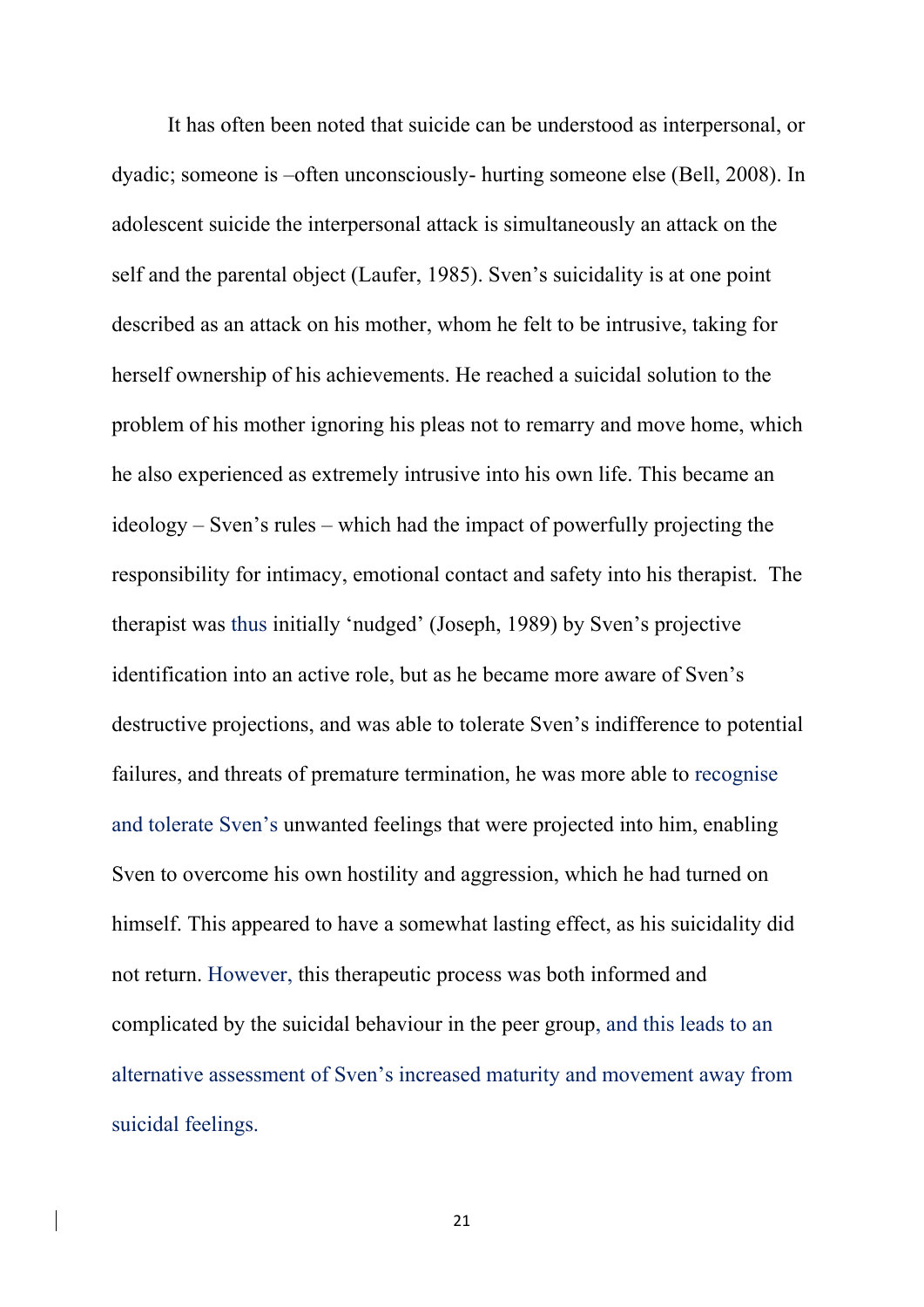It has often been noted that suicide can be understood as interpersonal, or dyadic; someone is –often unconsciously- hurting someone else (Bell, 2008). In adolescent suicide the interpersonal attack is simultaneously an attack on the self and the parental object (Laufer, 1985). Sven's suicidality is at one point described as an attack on his mother, whom he felt to be intrusive, taking for herself ownership of his achievements. He reached a suicidal solution to the problem of his mother ignoring his pleas not to remarry and move home, which he also experienced as extremely intrusive into his own life. This became an ideology – Sven's rules – which had the impact of powerfully projecting the responsibility for intimacy, emotional contact and safety into his therapist. The therapist was thus initially 'nudged' (Joseph, 1989) by Sven's projective identification into an active role, but as he became more aware of Sven's destructive projections, and was able to tolerate Sven's indifference to potential failures, and threats of premature termination, he was more able to recognise and tolerate Sven's unwanted feelings that were projected into him, enabling Sven to overcome his own hostility and aggression, which he had turned on himself. This appeared to have a somewhat lasting effect, as his suicidality did not return. However, this therapeutic process was both informed and complicated by the suicidal behaviour in the peer group, and this leads to an alternative assessment of Sven's increased maturity and movement away from suicidal feelings.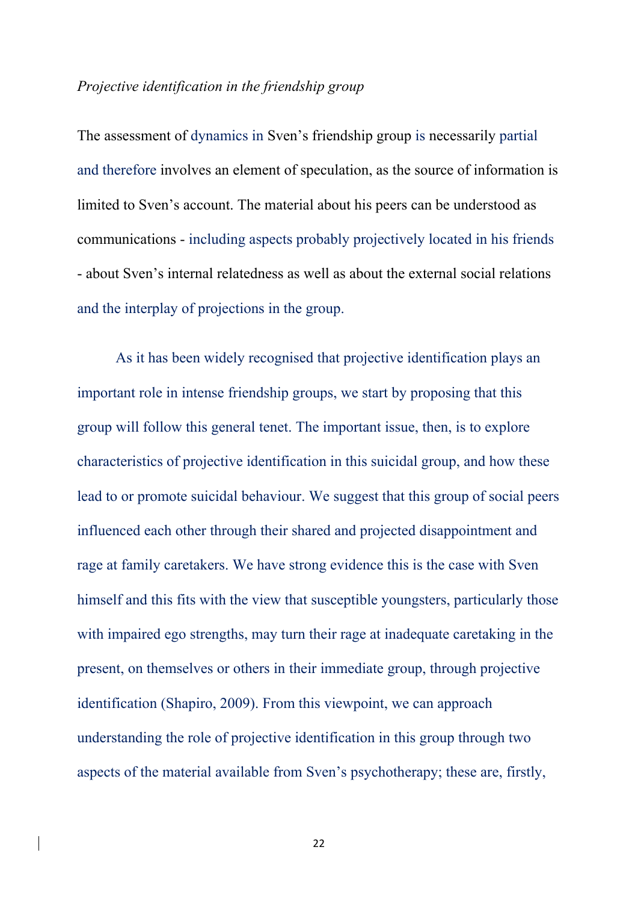*Projective identification in the friendship group*

The assessment of dynamics in Sven's friendship group is necessarily partial and therefore involves an element of speculation, as the source of information is limited to Sven's account. The material about his peers can be understood as communications - including aspects probably projectively located in his friends - about Sven's internal relatedness as well as about the external social relations and the interplay of projections in the group.

As it has been widely recognised that projective identification plays an important role in intense friendship groups, we start by proposing that this group will follow this general tenet. The important issue, then, is to explore characteristics of projective identification in this suicidal group, and how these lead to or promote suicidal behaviour. We suggest that this group of social peers influenced each other through their shared and projected disappointment and rage at family caretakers. We have strong evidence this is the case with Sven himself and this fits with the view that susceptible youngsters, particularly those with impaired ego strengths, may turn their rage at inadequate caretaking in the present, on themselves or others in their immediate group, through projective identification (Shapiro, 2009). From this viewpoint, we can approach understanding the role of projective identification in this group through two aspects of the material available from Sven's psychotherapy; these are, firstly,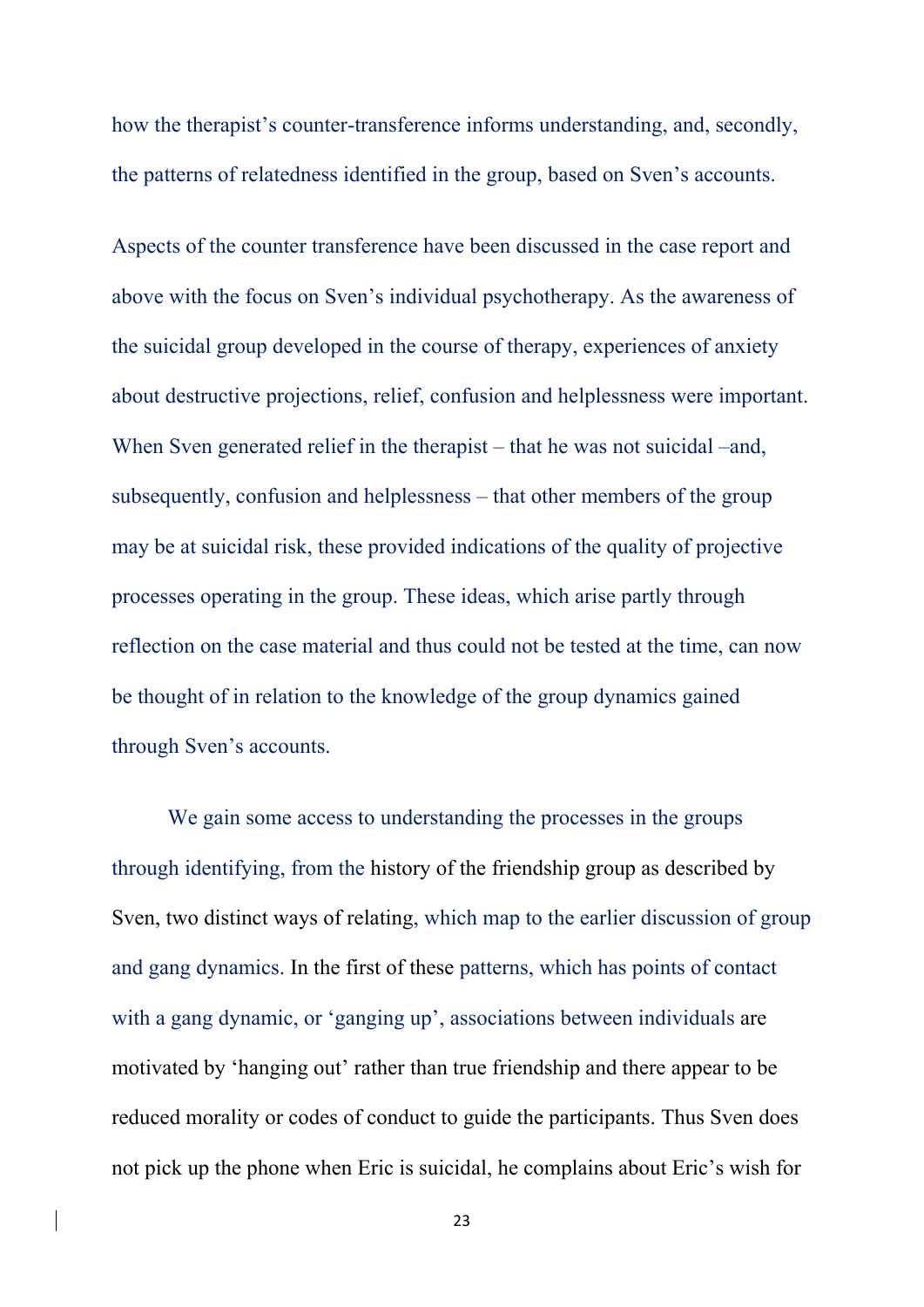how the therapist's counter-transference informs understanding, and, secondly, the patterns of relatedness identified in the group, based on Sven's accounts.

Aspects of the counter transference have been discussed in the case report and above with the focus on Sven's individual psychotherapy. As the awareness of the suicidal group developed in the course of therapy, experiences of anxiety about destructive projections, relief, confusion and helplessness were important. When Sven generated relief in the therapist – that he was not suicidal –and, subsequently, confusion and helplessness – that other members of the group may be at suicidal risk, these provided indications of the quality of projective processes operating in the group. These ideas, which arise partly through reflection on the case material and thus could not be tested at the time, can now be thought of in relation to the knowledge of the group dynamics gained through Sven's accounts.

We gain some access to understanding the processes in the groups through identifying, from the history of the friendship group as described by Sven, two distinct ways of relating, which map to the earlier discussion of group and gang dynamics. In the first of these patterns, which has points of contact with a gang dynamic, or 'ganging up', associations between individuals are motivated by 'hanging out' rather than true friendship and there appear to be reduced morality or codes of conduct to guide the participants. Thus Sven does not pick up the phone when Eric is suicidal, he complains about Eric's wish for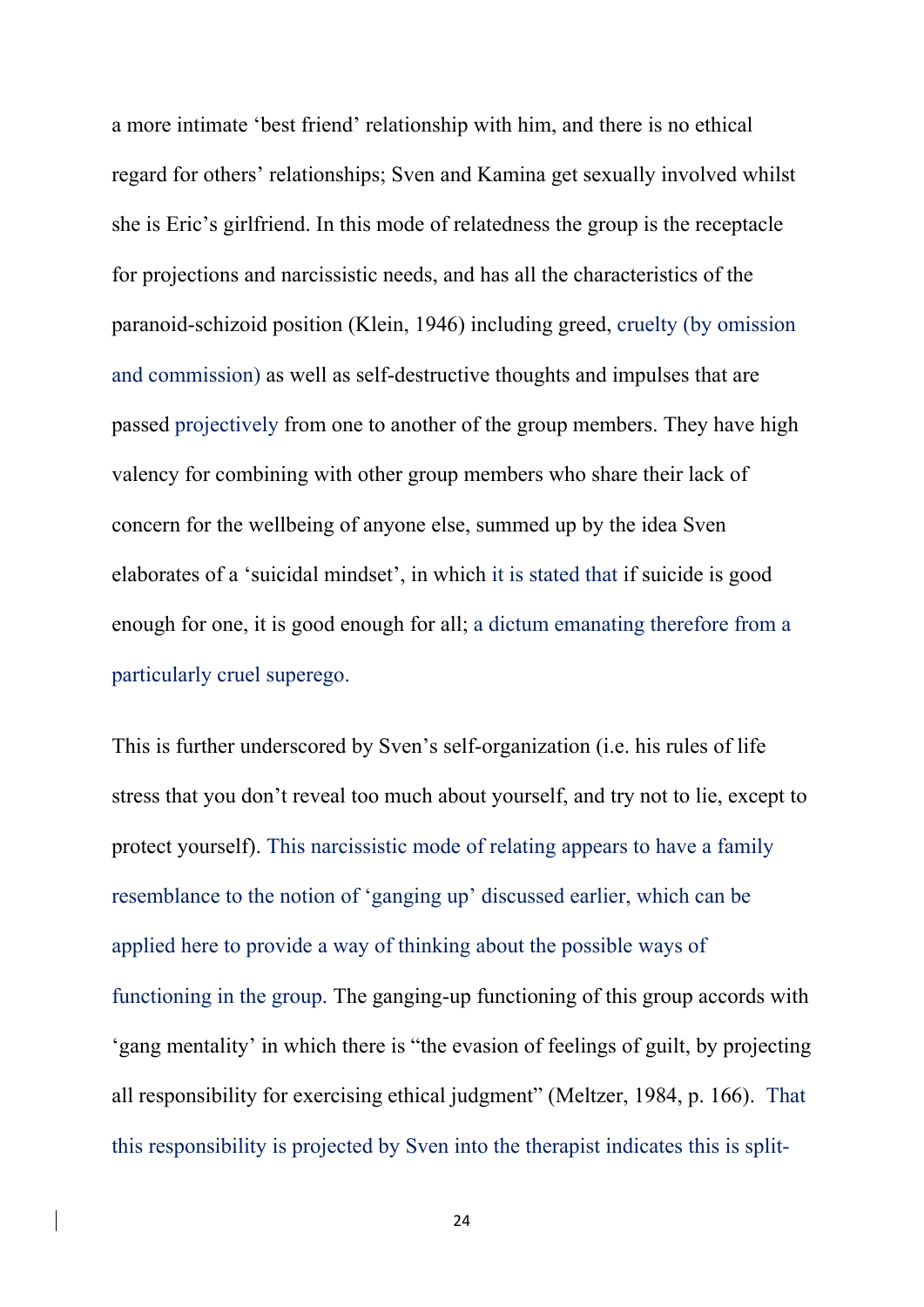a more intimate 'best friend' relationship with him, and there is no ethical regard for others' relationships; Sven and Kamina get sexually involved whilst she is Eric's girlfriend. In this mode of relatedness the group is the receptacle for projections and narcissistic needs, and has all the characteristics of the paranoid-schizoid position (Klein, 1946) including greed, cruelty (by omission and commission) as well as self-destructive thoughts and impulses that are passed projectively from one to another of the group members. They have high valency for combining with other group members who share their lack of concern for the wellbeing of anyone else, summed up by the idea Sven elaborates of a 'suicidal mindset', in which it is stated that if suicide is good enough for one, it is good enough for all; a dictum emanating therefore from a particularly cruel superego.

This is further underscored by Sven's self-organization (i.e. his rules of life stress that you don't reveal too much about yourself, and try not to lie, except to protect yourself). This narcissistic mode of relating appears to have a family resemblance to the notion of 'ganging up' discussed earlier, which can be applied here to provide a way of thinking about the possible ways of functioning in the group. The ganging-up functioning of this group accords with 'gang mentality' in which there is "the evasion of feelings of guilt, by projecting all responsibility for exercising ethical judgment" (Meltzer, 1984, p. 166). That this responsibility is projected by Sven into the therapist indicates this is split-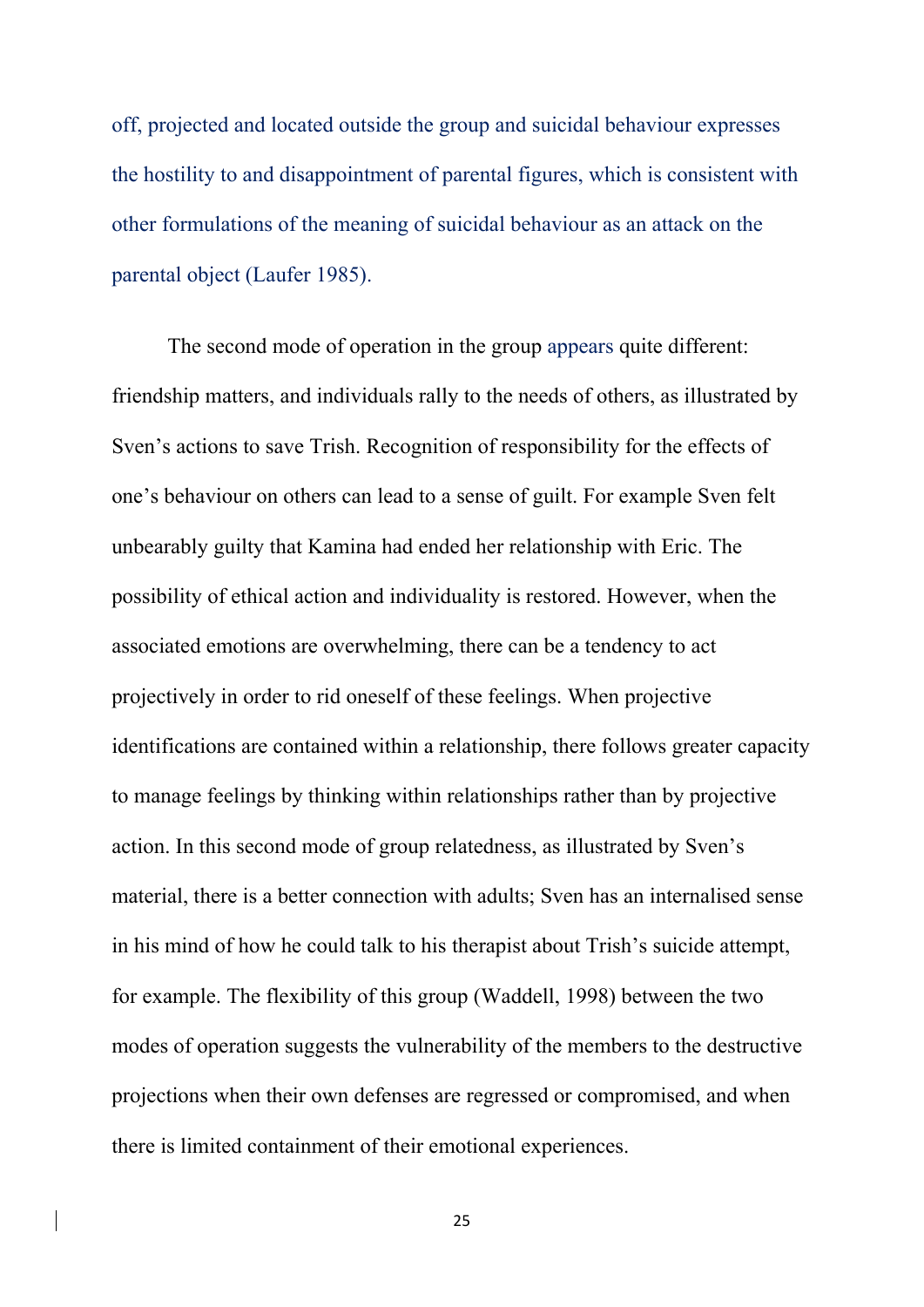off, projected and located outside the group and suicidal behaviour expresses the hostility to and disappointment of parental figures, which is consistent with other formulations of the meaning of suicidal behaviour as an attack on the parental object (Laufer 1985).

The second mode of operation in the group appears quite different: friendship matters, and individuals rally to the needs of others, as illustrated by Sven's actions to save Trish. Recognition of responsibility for the effects of one's behaviour on others can lead to a sense of guilt. For example Sven felt unbearably guilty that Kamina had ended her relationship with Eric. The possibility of ethical action and individuality is restored. However, when the associated emotions are overwhelming, there can be a tendency to act projectively in order to rid oneself of these feelings. When projective identifications are contained within a relationship, there follows greater capacity to manage feelings by thinking within relationships rather than by projective action. In this second mode of group relatedness, as illustrated by Sven's material, there is a better connection with adults; Sven has an internalised sense in his mind of how he could talk to his therapist about Trish's suicide attempt, for example. The flexibility of this group (Waddell, 1998) between the two modes of operation suggests the vulnerability of the members to the destructive projections when their own defenses are regressed or compromised, and when there is limited containment of their emotional experiences.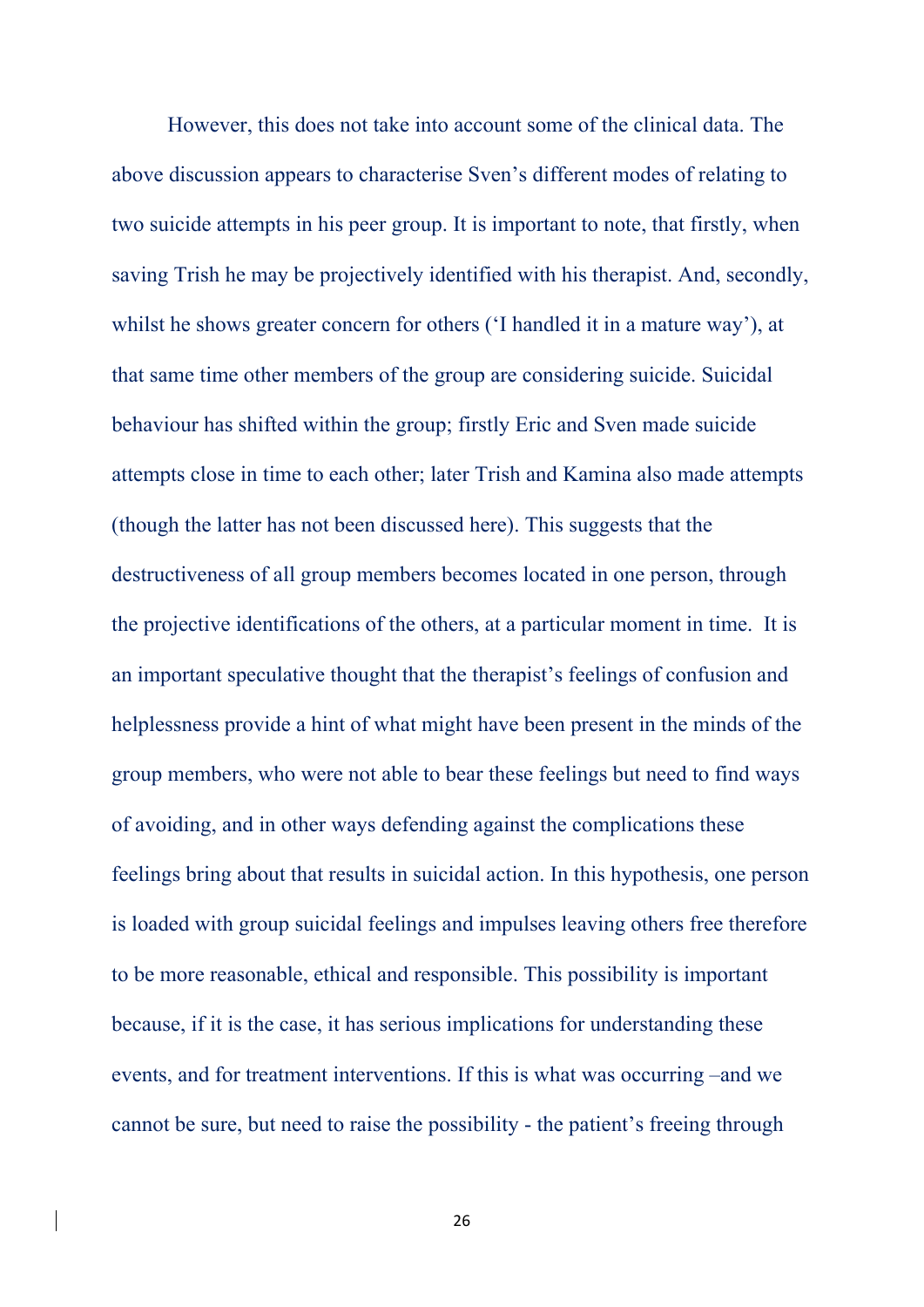However, this does not take into account some of the clinical data. The above discussion appears to characterise Sven's different modes of relating to two suicide attempts in his peer group. It is important to note, that firstly, when saving Trish he may be projectively identified with his therapist. And, secondly, whilst he shows greater concern for others ('I handled it in a mature way'), at that same time other members of the group are considering suicide. Suicidal behaviour has shifted within the group; firstly Eric and Sven made suicide attempts close in time to each other; later Trish and Kamina also made attempts (though the latter has not been discussed here). This suggests that the destructiveness of all group members becomes located in one person, through the projective identifications of the others, at a particular moment in time. It is an important speculative thought that the therapist's feelings of confusion and helplessness provide a hint of what might have been present in the minds of the group members, who were not able to bear these feelings but need to find ways of avoiding, and in other ways defending against the complications these feelings bring about that results in suicidal action. In this hypothesis, one person is loaded with group suicidal feelings and impulses leaving others free therefore to be more reasonable, ethical and responsible. This possibility is important because, if it is the case, it has serious implications for understanding these events, and for treatment interventions. If this is what was occurring –and we cannot be sure, but need to raise the possibility - the patient's freeing through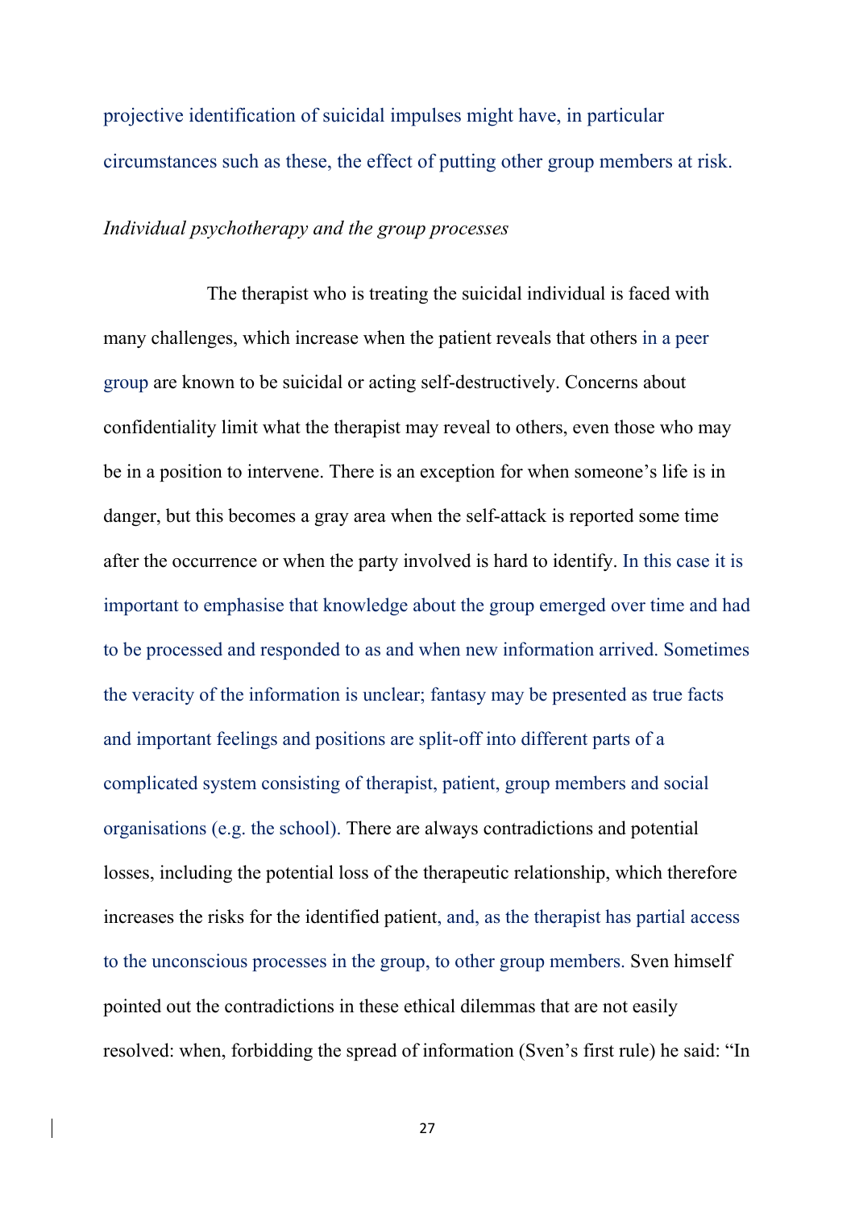projective identification of suicidal impulses might have, in particular circumstances such as these, the effect of putting other group members at risk.

*Individual psychotherapy and the group processes*

The therapist who is treating the suicidal individual is faced with many challenges, which increase when the patient reveals that others in a peer group are known to be suicidal or acting self-destructively. Concerns about confidentiality limit what the therapist may reveal to others, even those who may be in a position to intervene. There is an exception for when someone's life is in danger, but this becomes a gray area when the self-attack is reported some time after the occurrence or when the party involved is hard to identify. In this case it is important to emphasise that knowledge about the group emerged over time and had to be processed and responded to as and when new information arrived. Sometimes the veracity of the information is unclear; fantasy may be presented as true facts and important feelings and positions are split-off into different parts of a complicated system consisting of therapist, patient, group members and social organisations (e.g. the school). There are always contradictions and potential losses, including the potential loss of the therapeutic relationship, which therefore increases the risks for the identified patient, and, as the therapist has partial access to the unconscious processes in the group, to other group members. Sven himself pointed out the contradictions in these ethical dilemmas that are not easily resolved: when, forbidding the spread of information (Sven's first rule) he said: "In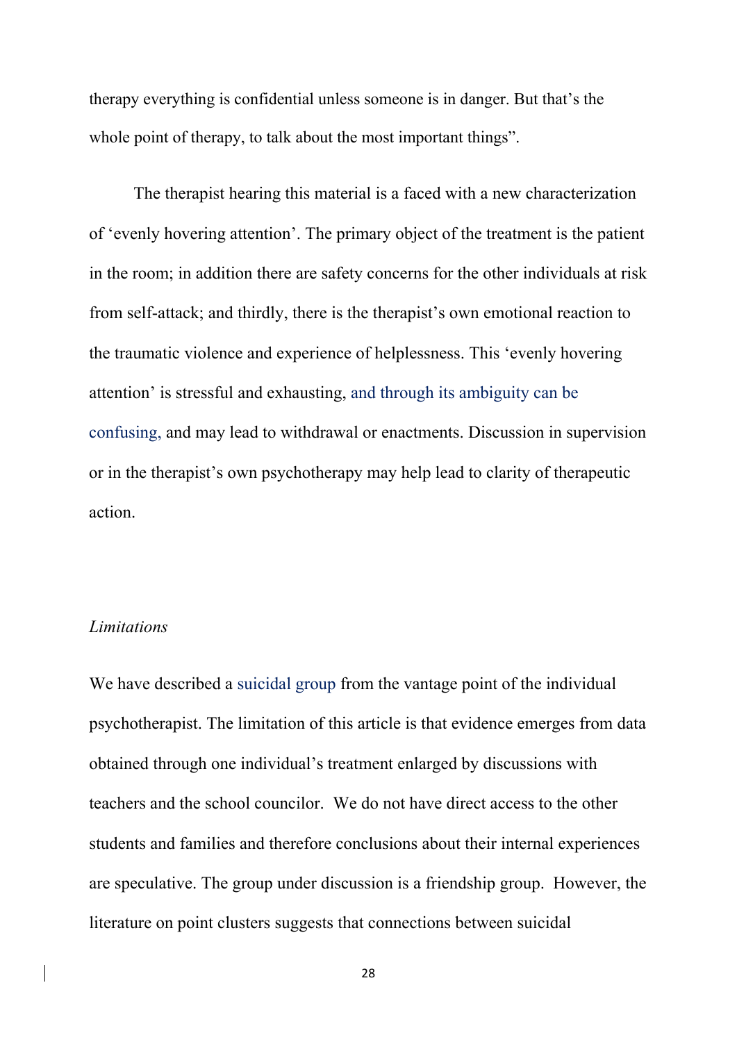therapy everything is confidential unless someone is in danger. But that's the whole point of therapy, to talk about the most important things".

The therapist hearing this material is a faced with a new characterization of 'evenly hovering attention'. The primary object of the treatment is the patient in the room; in addition there are safety concerns for the other individuals at risk from self-attack; and thirdly, there is the therapist's own emotional reaction to the traumatic violence and experience of helplessness. This 'evenly hovering attention' is stressful and exhausting, and through its ambiguity can be confusing, and may lead to withdrawal or enactments. Discussion in supervision or in the therapist's own psychotherapy may help lead to clarity of therapeutic action.

*Limitations*

We have described a suicidal group from the vantage point of the individual psychotherapist. The limitation of this article is that evidence emerges from data obtained through one individual's treatment enlarged by discussions with teachers and the school councilor. We do not have direct access to the other students and families and therefore conclusions about their internal experiences are speculative. The group under discussion is a friendship group. However, the literature on point clusters suggests that connections between suicidal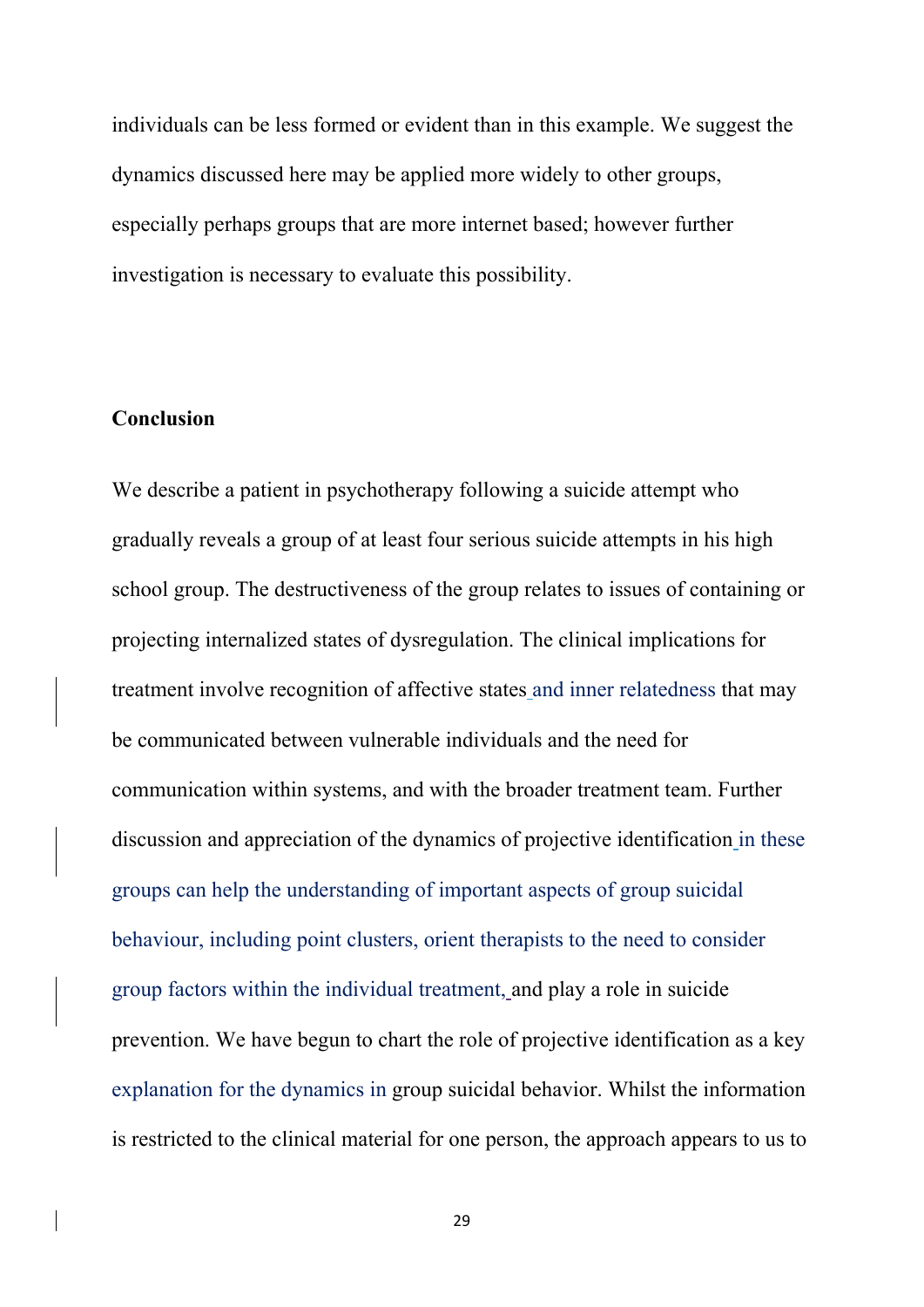individuals can be less formed or evident than in this example. We suggest the dynamics discussed here may be applied more widely to other groups, especially perhaps groups that are more internet based; however further investigation is necessary to evaluate this possibility.

## Conclusion

We describe a patient in psychotherapy following a suicide attempt who gradually reveals a group of at least four serious suicide attempts in his high school group. The destructiveness of the group relates to issues of containing or projecting internalized states of dysregulation. The clinical implications for treatment involve recognition of affective states and inner relatedness that may be communicated between vulnerable individuals and the need for communication within systems, and with the broader treatment team. Further discussion and appreciation of the dynamics of projective identification in these groups can help the understanding of important aspects of group suicidal behaviour, including point clusters, orient therapists to the need to consider group factors within the individual treatment, and play a role in suicide prevention. We have begun to chart the role of projective identification as a key explanation for the dynamics in group suicidal behavior. Whilst the information is restricted to the clinical material for one person, the approach appears to us to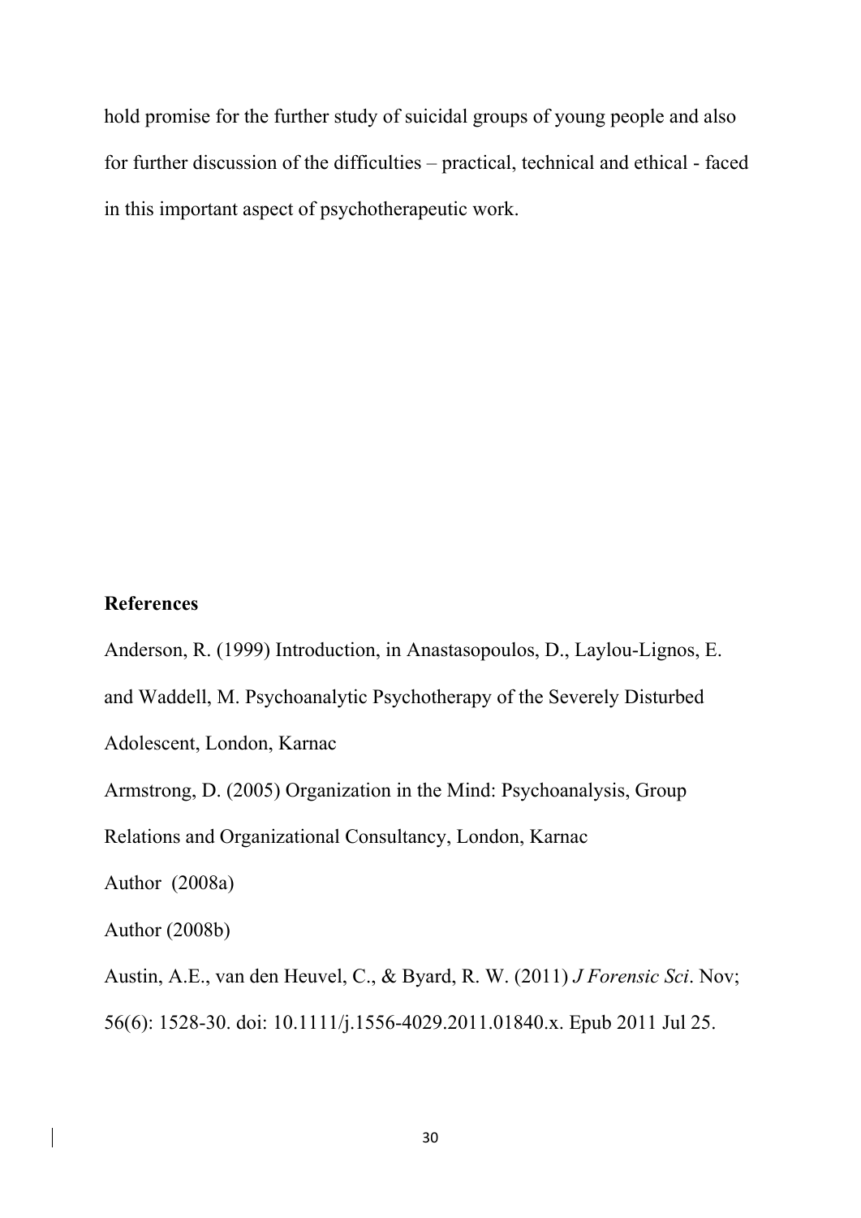hold promise for the further study of suicidal groups of young people and also for further discussion of the difficulties – practical, technical and ethical - faced in this important aspect of psychotherapeutic work.

**References**

Anderson, R. (1999) Introduction, in Anastasopoulos, D., Laylou-Lignos, E. and Waddell, M. Psychoanalytic Psychotherapy of the Severely Disturbed Adolescent, London, Karnac

Armstrong, D. (2005) Organization in the Mind: Psychoanalysis, Group Relations and Organizational Consultancy, London, Karnac

Author (2008a)

Author (2008b)

Austin, A.E., van den Heuvel, C., & Byard, R. W. (2011) *J Forensic Sci*. Nov; 56(6): 1528-30. doi: 10.1111/j.1556-4029.2011.01840.x. Epub 2011 Jul 25.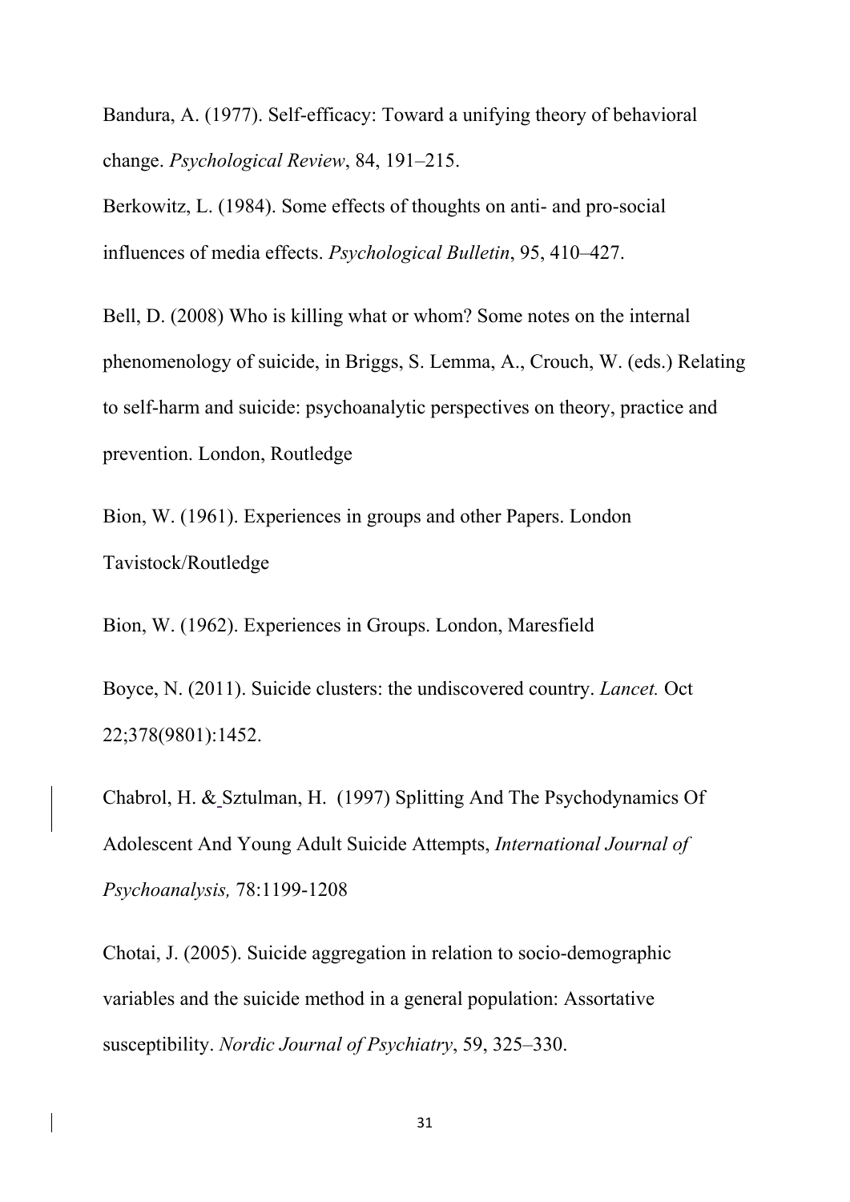Bandura, A. (1977). Self-efficacy: Toward a unifying theory of behavioral change. *Psychological Review*, 84, 191–215.

Berkowitz, L. (1984). Some effects of thoughts on anti- and pro-social influences of media effects. *Psychological Bulletin*, 95, 410–427.

Bell, D. (2008) Who is killing what or whom? Some notes on the internal phenomenology of suicide, in Briggs, S. Lemma, A., Crouch, W. (eds.) Relating to self-harm and suicide: psychoanalytic perspectives on theory, practice and prevention. London, Routledge

Bion, W. (1961). Experiences in groups and other Papers. London Tavistock/Routledge

Bion, W. (1962). Experiences in Groups. London, Maresfield

Boyce, N. (2011). Suicide clusters: the undiscovered country. *Lancet.* Oct 22;378(9801):1452.

Chabrol, H. & Sztulman, H. (1997) Splitting And The Psychodynamics Of Adolescent And Young Adult Suicide Attempts, *International Journal of Psychoanalysis,* 78:1199-1208

Chotai, J. (2005). Suicide aggregation in relation to socio-demographic variables and the suicide method in a general population: Assortative susceptibility. *Nordic Journal of Psychiatry*, 59, 325–330.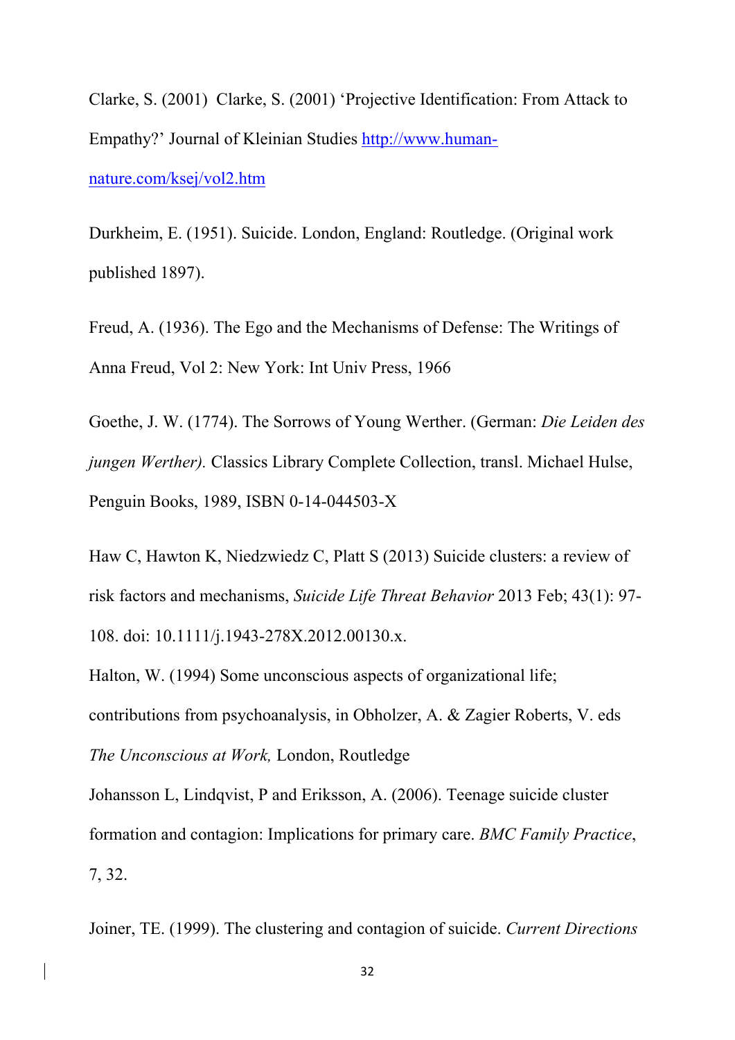Clarke, S. (2001)  Clarke, S. (2001) 'Projective Identification: From Attack to Empathy?' Journal of Kleinian Studies http://www.human-nature.com/ksej/vol2.htm

Durkheim, E. (1951). Suicide. London, England: Routledge. (Original work published 1897).

Freud, A. (1936). The Ego and the Mechanisms of Defense: The Writings of Anna Freud, Vol 2: New York: Int Univ Press, 1966

Goethe, J. W. (1774). The Sorrows of Young Werther. (German: *Die Leiden des jungen Werther).* Classics Library Complete Collection, transl. Michael Hulse, Penguin Books, 1989, ISBN 0-14-044503-X

Haw C, Hawton K, Niedzwiedz C, Platt S (2013) Suicide clusters: a review of risk factors and mechanisms, *Suicide Life Threat Behavior* 2013 Feb; 43(1): 97-108. doi: 10.1111/j.1943-278X.2012.00130.x.

Halton, W. (1994) Some unconscious aspects of organizational life; contributions from psychoanalysis, in Obholzer, A. & Zagier Roberts, V. eds *The Unconscious at Work,* London, Routledge

Johansson L, Lindqvist, P and Eriksson, A. (2006). Teenage suicide cluster formation and contagion: Implications for primary care. *BMC Family Practice*, 7, 32.

Joiner, TE. (1999). The clustering and contagion of suicide. *Current Directions*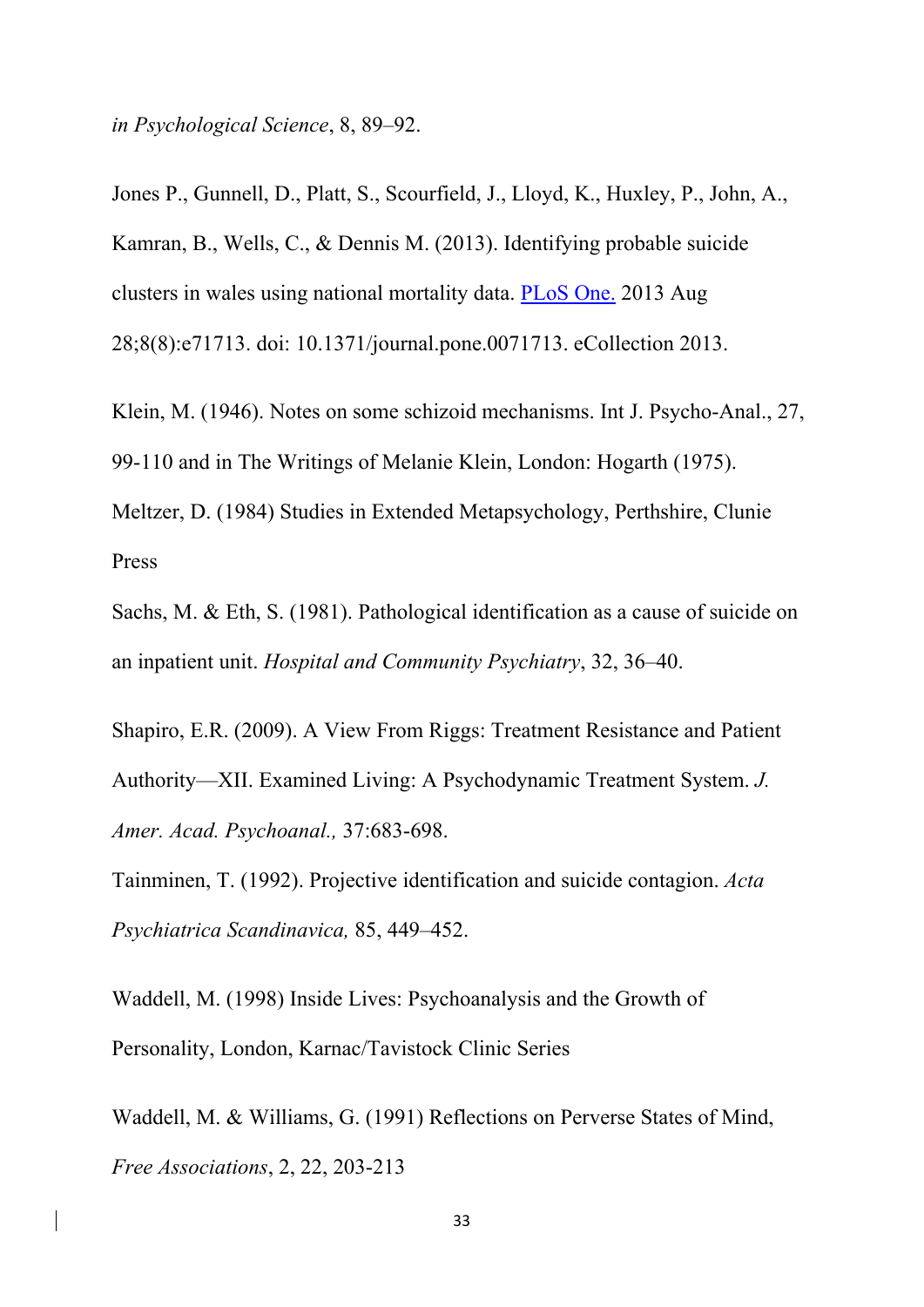*in Psychological Science*, 8, 89–92.

Jones P., Gunnell, D., Platt, S., Scourfield, J., Lloyd, K., Huxley, P., John, A., Kamran, B., Wells, C., & Dennis M. (2013). Identifying probable suicide clusters in wales using national mortality data. PLoS One. 2013 Aug 28;8(8):e71713. doi: 10.1371/journal.pone.0071713. eCollection 2013.

Klein, M. (1946). Notes on some schizoid mechanisms. Int J. Psycho-Anal., 27, 99-110 and in The Writings of Melanie Klein, London: Hogarth (1975).

Meltzer, D. (1984) Studies in Extended Metapsychology, Perthshire, Clunie Press

Sachs, M. & Eth, S. (1981). Pathological identification as a cause of suicide on an inpatient unit. *Hospital and Community Psychiatry*, 32, 36–40.

Shapiro, E.R. (2009). A View From Riggs: Treatment Resistance and Patient Authority—XII. Examined Living: A Psychodynamic Treatment System. *J. Amer. Acad. Psychoanal.,* 37:683-698.

Tainminen, T. (1992). Projective identification and suicide contagion. *Acta Psychiatrica Scandinavica,* 85, 449–452.

Waddell, M. (1998) Inside Lives: Psychoanalysis and the Growth of Personality, London, Karnac/Tavistock Clinic Series

Waddell, M. & Williams, G. (1991) Reflections on Perverse States of Mind, *Free Associations*, 2, 22, 203-213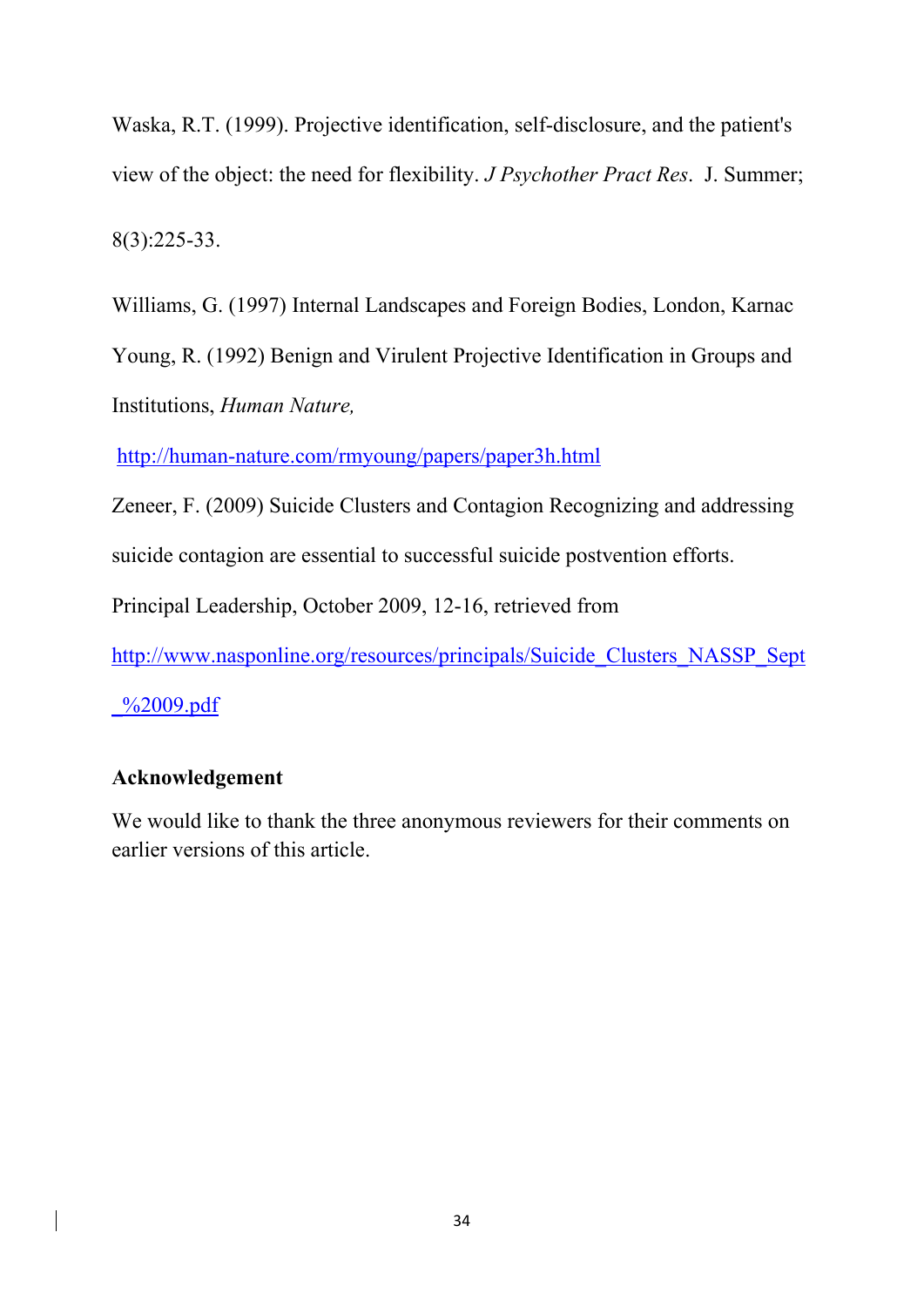Waska, R.T. (1999). Projective identification, self-disclosure, and the patient's view of the object: the need for flexibility. *J Psychother Pract Res*. J. Summer; 8(3):225-33.

Williams, G. (1997) Internal Landscapes and Foreign Bodies, London, Karnac

Young, R. (1992) Benign and Virulent Projective Identification in Groups and Institutions, *Human Nature,*

http://human-nature.com/rmyoung/papers/paper3h.html

Zeneer, F. (2009) Suicide Clusters and Contagion Recognizing and addressing suicide contagion are essential to successful suicide postvention efforts. Principal Leadership, October 2009, 12-16, retrieved from http://www.nasponline.org/resources/principals/Suicide_Clusters_NASSP_Sept_%2009.pdf

**Acknowledgement**

We would like to thank the three anonymous reviewers for their comments on earlier versions of this article.